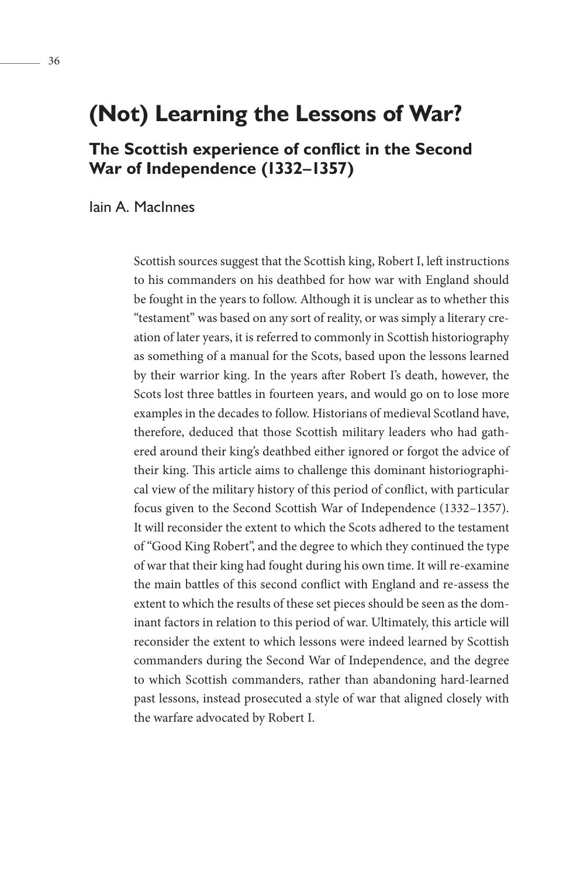# (Not) Learning the Lessons of War?

## The Scottish experience of conflict in the Second War of Independence (1332–1357)

Iain A. MacInnes

Scottish sources suggest that the Scottish king, Robert I, left instructions to his commanders on his deathbed for how war with England should be fought in the years to follow. Although it is unclear as to whether this "testament" was based on any sort of reality, or was simply a literary creation of later years, it is referred to commonly in Scottish historiography as something of a manual for the Scots, based upon the lessons learned by their warrior king. In the years after Robert I's death, however, the Scots lost three battles in fourteen years, and would go on to lose more examples in the decades to follow. Historians of medieval Scotland have, therefore, deduced that those Scottish military leaders who had gathered around their king's deathbed either ignored or forgot the advice of their king. This article aims to challenge this dominant historiographical view of the military history of this period of conflict, with particular focus given to the Second Scottish War of Independence (1332–1357). It will reconsider the extent to which the Scots adhered to the testament of "Good King Robert", and the degree to which they continued the type of war that their king had fought during his own time. It will re-examine the main battles of this second conflict with England and re-assess the extent to which the results of these set pieces should be seen as the dominant factors in relation to this period of war. Ultimately, this article will reconsider the extent to which lessons were indeed learned by Scottish commanders during the Second War of Independence, and the degree to which Scottish commanders, rather than abandoning hard-learned past lessons, instead prosecuted a style of war that aligned closely with the warfare advocated by Robert I.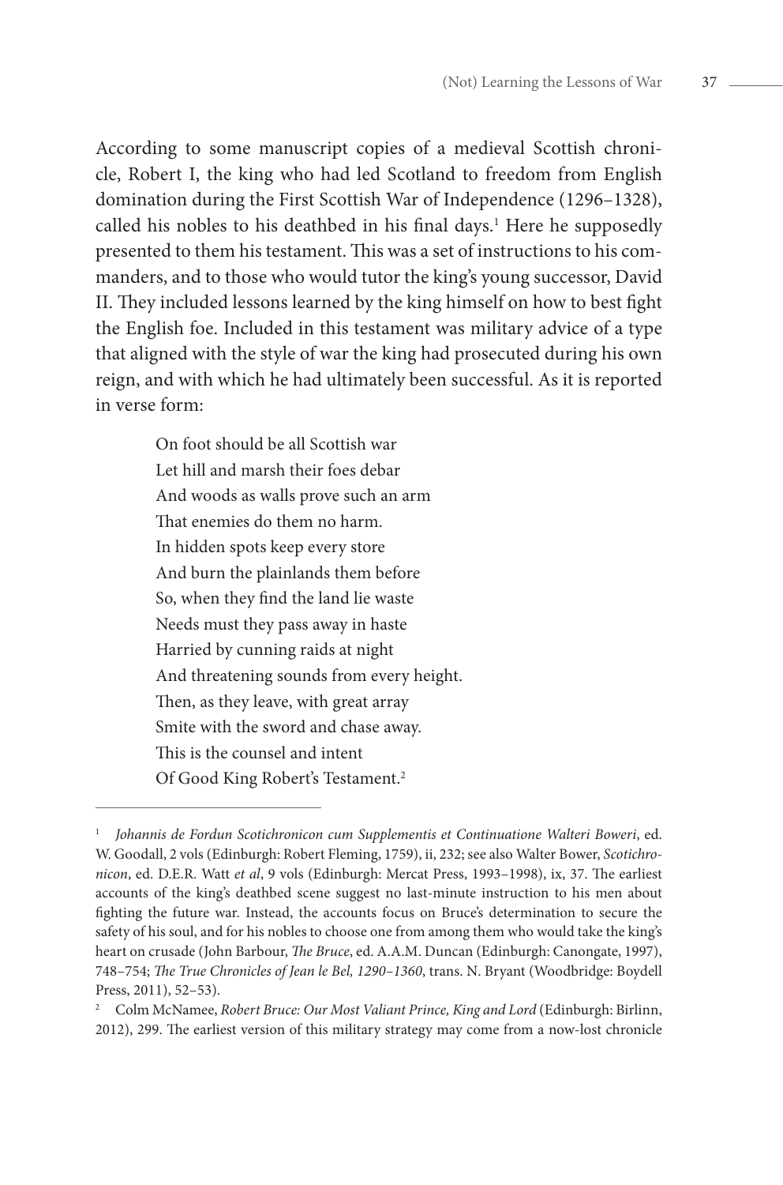According to some manuscript copies of a medieval Scottish chronicle, Robert I, the king who had led Scotland to freedom from English domination during the First Scottish War of Independence (1296–1328), called his nobles to his deathbed in his final days.[1] Here he supposedly presented to them his testament. This was a set of instructions to his commanders, and to those who would tutor the king's young successor, David II. They included lessons learned by the king himself on how to best fight the English foe. Included in this testament was military advice of a type that aligned with the style of war the king had prosecuted during his own reign, and with which he had ultimately been successful. As it is reported in verse form:

> On foot should be all Scottish war  
> Let hill and marsh their foes debar  
> And woods as walls prove such an arm  
> That enemies do them no harm.  
> In hidden spots keep every store  
> And burn the plainlands them before  
> So, when they find the land lie waste  
> Needs must they pass away in haste  
> Harried by cunning raids at night  
> And threatening sounds from every height.  
> Then, as they leave, with great array  
> Smite with the sword and chase away.  
> This is the counsel and intent  
> Of Good King Robert's Testament.[2]

---

[1] *Johannis de Fordun Scotichronicon cum Supplementis et Continuatione Walteri Boweri*, ed. W. Goodall, 2 vols (Edinburgh: Robert Fleming, 1759), ii, 232; see also Walter Bower, *Scotichronicon*, ed. D.E.R. Watt *et al*, 9 vols (Edinburgh: Mercat Press, 1993–1998), ix, 37. The earliest accounts of the king's deathbed scene suggest no last-minute instruction to his men about fighting the future war. Instead, the accounts focus on Bruce's determination to secure the safety of his soul, and for his nobles to choose one from among them who would take the king's heart on crusade (John Barbour, *The Bruce*, ed. A.A.M. Duncan (Edinburgh: Canongate, 1997), 748–754; *The True Chronicles of Jean le Bel, 1290–1360*, trans. N. Bryant (Woodbridge: Boydell Press, 2011), 52–53).

[2] Colm McNamee, *Robert Bruce: Our Most Valiant Prince, King and Lord* (Edinburgh: Birlinn, 2012), 299. The earliest version of this military strategy may come from a now-lost chronicle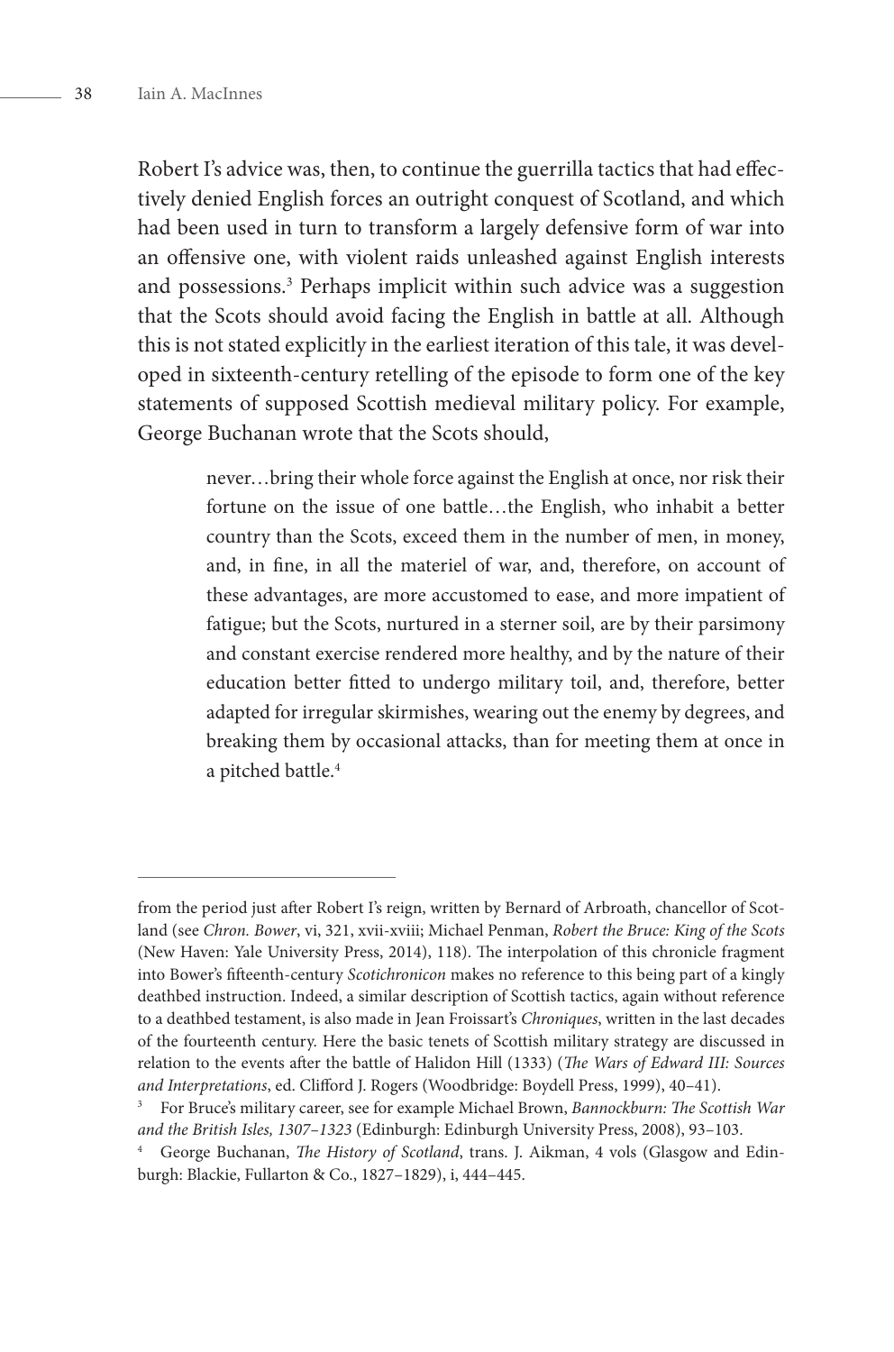Robert I's advice was, then, to continue the guerrilla tactics that had effectively denied English forces an outright conquest of Scotland, and which had been used in turn to transform a largely defensive form of war into an offensive one, with violent raids unleashed against English interests and possessions.[3] Perhaps implicit within such advice was a suggestion that the Scots should avoid facing the English in battle at all. Although this is not stated explicitly in the earliest iteration of this tale, it was developed in sixteenth-century retelling of the episode to form one of the key statements of supposed Scottish medieval military policy. For example, George Buchanan wrote that the Scots should,

> never…bring their whole force against the English at once, nor risk their fortune on the issue of one battle…the English, who inhabit a better country than the Scots, exceed them in the number of men, in money, and, in fine, in all the materiel of war, and, therefore, on account of these advantages, are more accustomed to ease, and more impatient of fatigue; but the Scots, nurtured in a sterner soil, are by their parsimony and constant exercise rendered more healthy, and by the nature of their education better fitted to undergo military toil, and, therefore, better adapted for irregular skirmishes, wearing out the enemy by degrees, and breaking them by occasional attacks, than for meeting them at once in a pitched battle.[4]

---

from the period just after Robert I's reign, written by Bernard of Arbroath, chancellor of Scotland (see *Chron. Bower*, vi, 321, xvii-xviii; Michael Penman, *Robert the Bruce: King of the Scots* (New Haven: Yale University Press, 2014), 118). The interpolation of this chronicle fragment into Bower's fifteenth-century *Scotichronicon* makes no reference to this being part of a kingly deathbed instruction. Indeed, a similar description of Scottish tactics, again without reference to a deathbed testament, is also made in Jean Froissart's *Chroniques*, written in the last decades of the fourteenth century. Here the basic tenets of Scottish military strategy are discussed in relation to the events after the battle of Halidon Hill (1333) (*The Wars of Edward III: Sources and Interpretations*, ed. Clifford J. Rogers (Woodbridge: Boydell Press, 1999), 40–41).

[3] For Bruce's military career, see for example Michael Brown, *Bannockburn: The Scottish War and the British Isles, 1307–1323* (Edinburgh: Edinburgh University Press, 2008), 93–103.

[4] George Buchanan, *The History of Scotland*, trans. J. Aikman, 4 vols (Glasgow and Edinburgh: Blackie, Fullarton & Co., 1827–1829), i, 444–445.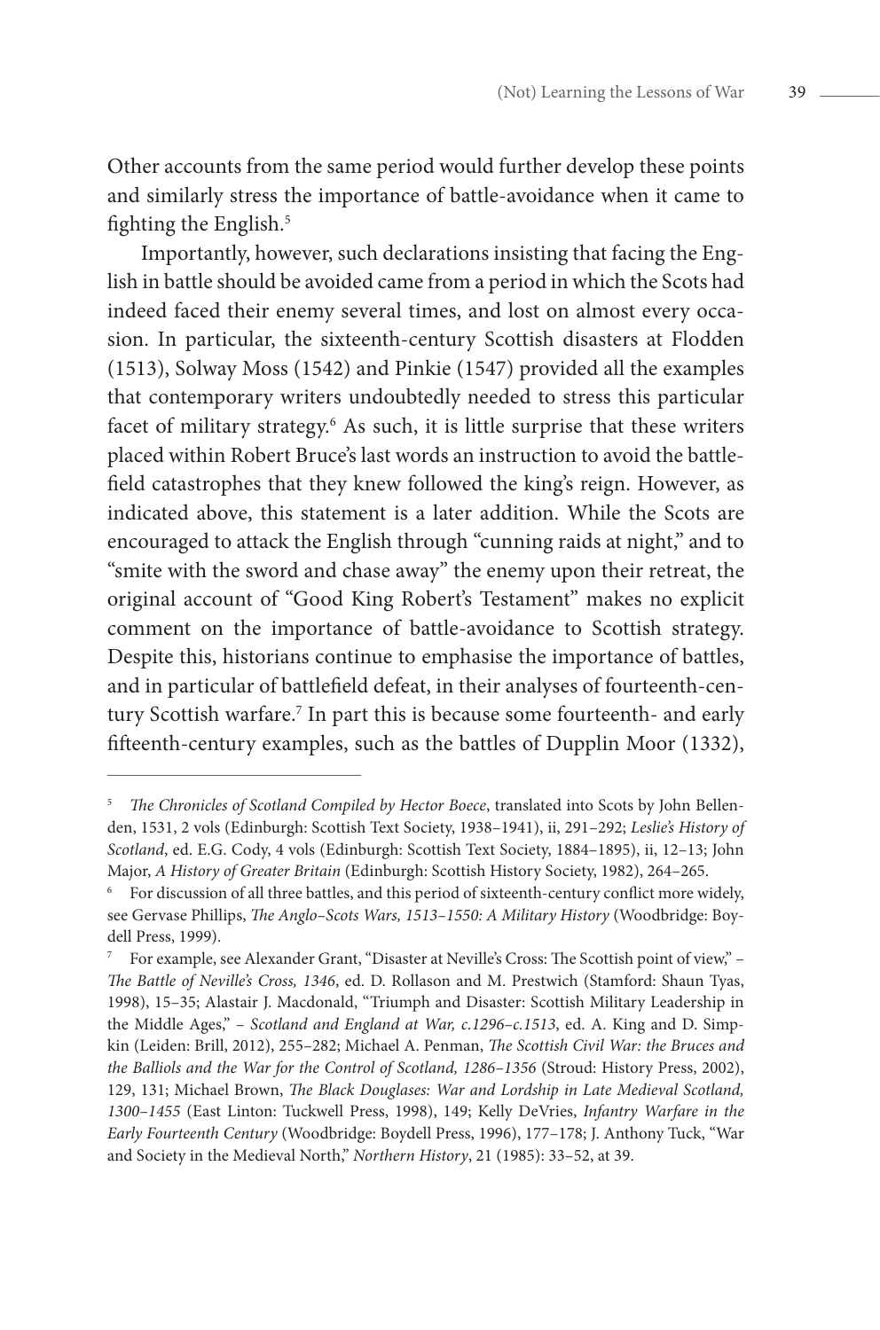Other accounts from the same period would further develop these points and similarly stress the importance of battle-avoidance when it came to fighting the English.[5]

Importantly, however, such declarations insisting that facing the English in battle should be avoided came from a period in which the Scots had indeed faced their enemy several times, and lost on almost every occasion. In particular, the sixteenth-century Scottish disasters at Flodden (1513), Solway Moss (1542) and Pinkie (1547) provided all the examples that contemporary writers undoubtedly needed to stress this particular facet of military strategy.[6] As such, it is little surprise that these writers placed within Robert Bruce's last words an instruction to avoid the battlefield catastrophes that they knew followed the king's reign. However, as indicated above, this statement is a later addition. While the Scots are encouraged to attack the English through "cunning raids at night," and to "smite with the sword and chase away" the enemy upon their retreat, the original account of "Good King Robert's Testament" makes no explicit comment on the importance of battle-avoidance to Scottish strategy. Despite this, historians continue to emphasise the importance of battles, and in particular of battlefield defeat, in their analyses of fourteenth-century Scottish warfare.[7] In part this is because some fourteenth- and early fifteenth-century examples, such as the battles of Dupplin Moor (1332),

---

[5] *The Chronicles of Scotland Compiled by Hector Boece*, translated into Scots by John Bellenden, 1531, 2 vols (Edinburgh: Scottish Text Society, 1938–1941), ii, 291–292; *Leslie's History of Scotland*, ed. E.G. Cody, 4 vols (Edinburgh: Scottish Text Society, 1884–1895), ii, 12–13; John Major, *A History of Greater Britain* (Edinburgh: Scottish History Society, 1982), 264–265.

[6] For discussion of all three battles, and this period of sixteenth-century conflict more widely, see Gervase Phillips, *The Anglo–Scots Wars, 1513–1550: A Military History* (Woodbridge: Boydell Press, 1999).

[7] For example, see Alexander Grant, "Disaster at Neville's Cross: The Scottish point of view," – *The Battle of Neville's Cross, 1346*, ed. D. Rollason and M. Prestwich (Stamford: Shaun Tyas, 1998), 15–35; Alastair J. Macdonald, "Triumph and Disaster: Scottish Military Leadership in the Middle Ages," – *Scotland and England at War, c.1296–c.1513*, ed. A. King and D. Simpkin (Leiden: Brill, 2012), 255–282; Michael A. Penman, *The Scottish Civil War: the Bruces and the Balliols and the War for the Control of Scotland, 1286–1356* (Stroud: History Press, 2002), 129, 131; Michael Brown, *The Black Douglases: War and Lordship in Late Medieval Scotland, 1300–1455* (East Linton: Tuckwell Press, 1998), 149; Kelly DeVries, *Infantry Warfare in the Early Fourteenth Century* (Woodbridge: Boydell Press, 1996), 177–178; J. Anthony Tuck, "War and Society in the Medieval North," *Northern History*, 21 (1985): 33–52, at 39.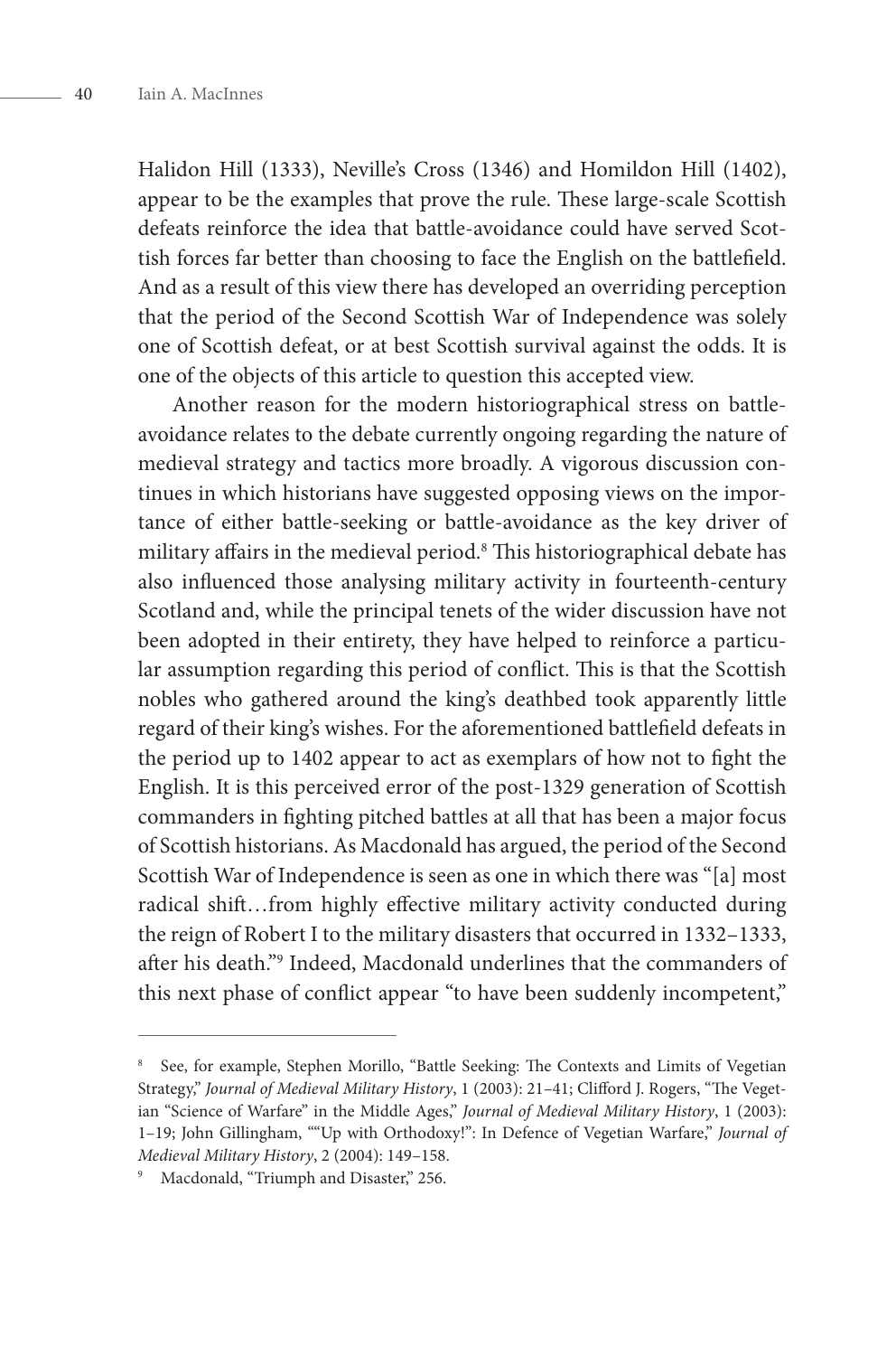Halidon Hill (1333), Neville's Cross (1346) and Homildon Hill (1402), appear to be the examples that prove the rule. These large-scale Scottish defeats reinforce the idea that battle-avoidance could have served Scottish forces far better than choosing to face the English on the battlefield. And as a result of this view there has developed an overriding perception that the period of the Second Scottish War of Independence was solely one of Scottish defeat, or at best Scottish survival against the odds. It is one of the objects of this article to question this accepted view.

Another reason for the modern historiographical stress on battle-avoidance relates to the debate currently ongoing regarding the nature of medieval strategy and tactics more broadly. A vigorous discussion continues in which historians have suggested opposing views on the importance of either battle-seeking or battle-avoidance as the key driver of military affairs in the medieval period.[8] This historiographical debate has also influenced those analysing military activity in fourteenth-century Scotland and, while the principal tenets of the wider discussion have not been adopted in their entirety, they have helped to reinforce a particular assumption regarding this period of conflict. This is that the Scottish nobles who gathered around the king's deathbed took apparently little regard of their king's wishes. For the aforementioned battlefield defeats in the period up to 1402 appear to act as exemplars of how not to fight the English. It is this perceived error of the post-1329 generation of Scottish commanders in fighting pitched battles at all that has been a major focus of Scottish historians. As Macdonald has argued, the period of the Second Scottish War of Independence is seen as one in which there was "[a] most radical shift…from highly effective military activity conducted during the reign of Robert I to the military disasters that occurred in 1332–1333, after his death."[9] Indeed, Macdonald underlines that the commanders of this next phase of conflict appear "to have been suddenly incompetent,"

---

[8] See, for example, Stephen Morillo, "Battle Seeking: The Contexts and Limits of Vegetian Strategy," *Journal of Medieval Military History*, 1 (2003): 21–41; Clifford J. Rogers, "The Vegetian "Science of Warfare" in the Middle Ages," *Journal of Medieval Military History*, 1 (2003): 1–19; John Gillingham, ""Up with Orthodoxy!": In Defence of Vegetian Warfare," *Journal of Medieval Military History*, 2 (2004): 149–158.

[9] Macdonald, "Triumph and Disaster," 256.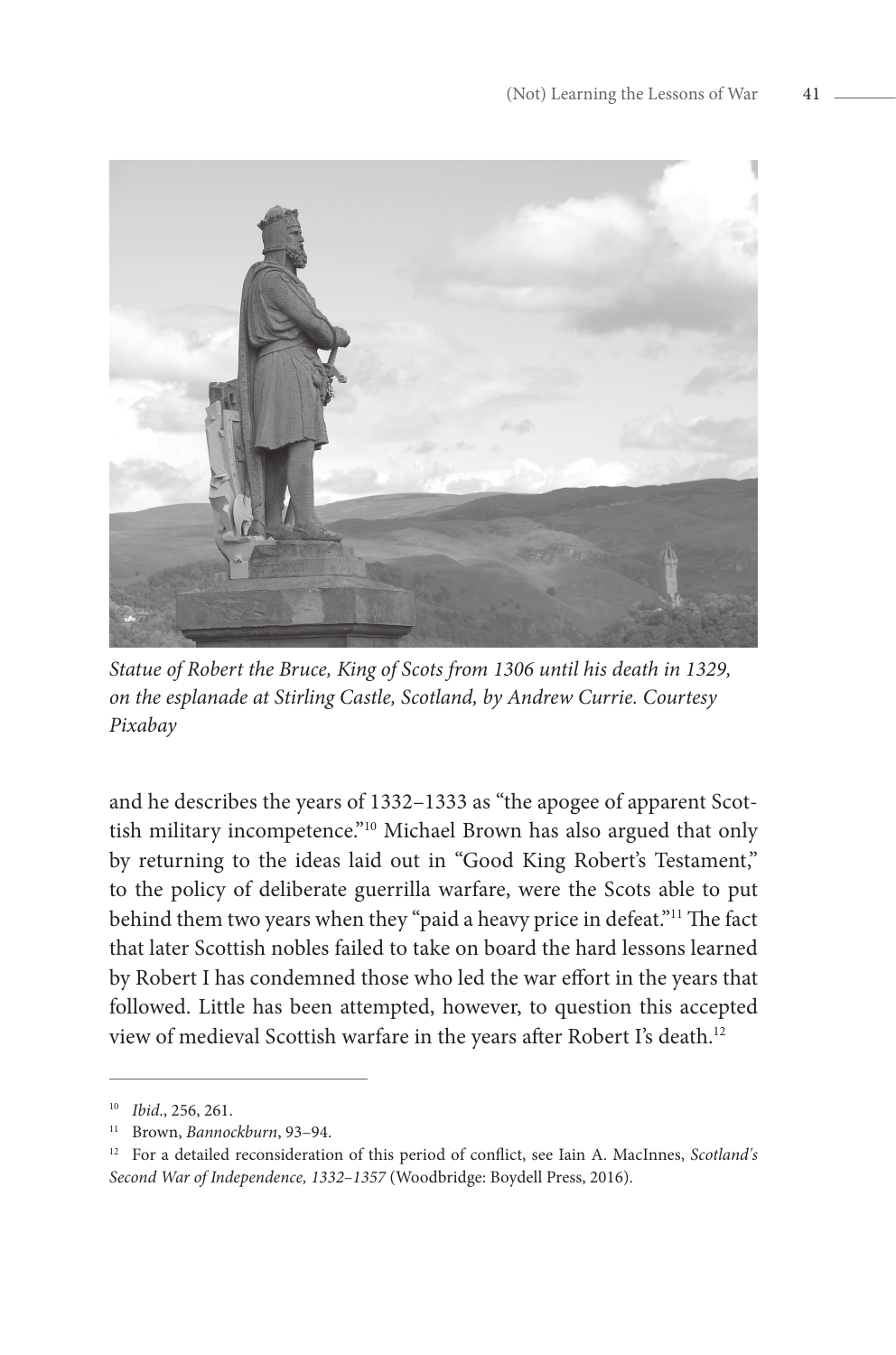*Statue of Robert the Bruce, King of Scots from 1306 until his death in 1329, on the esplanade at Stirling Castle, Scotland, by Andrew Currie. Courtesy Pixabay*

and he describes the years of 1332–1333 as "the apogee of apparent Scottish military incompetence."[10] Michael Brown has also argued that only by returning to the ideas laid out in "Good King Robert's Testament," to the policy of deliberate guerrilla warfare, were the Scots able to put behind them two years when they "paid a heavy price in defeat."[11] The fact that later Scottish nobles failed to take on board the hard lessons learned by Robert I has condemned those who led the war effort in the years that followed. Little has been attempted, however, to question this accepted view of medieval Scottish warfare in the years after Robert I's death.[12]

---

[10] *Ibid.*, 256, 261.

[11] Brown, *Bannockburn*, 93–94.

[12] For a detailed reconsideration of this period of conflict, see Iain A. MacInnes, *Scotland's Second War of Independence, 1332–1357* (Woodbridge: Boydell Press, 2016).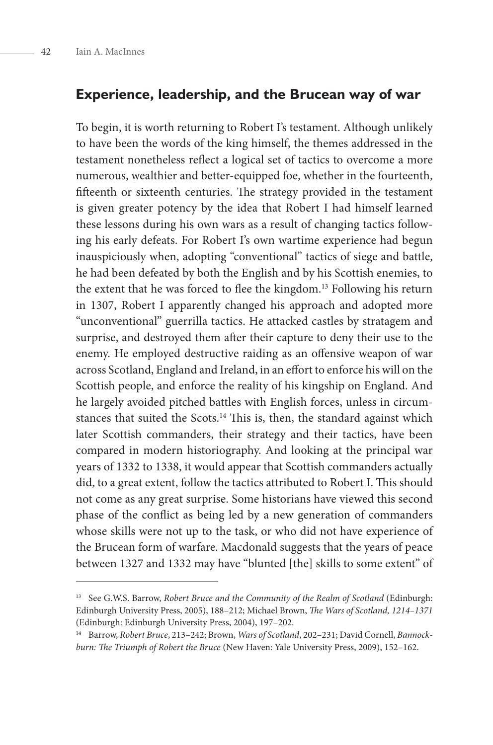## Experience, leadership, and the Brucean way of war

To begin, it is worth returning to Robert I's testament. Although unlikely to have been the words of the king himself, the themes addressed in the testament nonetheless reflect a logical set of tactics to overcome a more numerous, wealthier and better-equipped foe, whether in the fourteenth, fifteenth or sixteenth centuries. The strategy provided in the testament is given greater potency by the idea that Robert I had himself learned these lessons during his own wars as a result of changing tactics following his early defeats. For Robert I's own wartime experience had begun inauspiciously when, adopting "conventional" tactics of siege and battle, he had been defeated by both the English and by his Scottish enemies, to the extent that he was forced to flee the kingdom.[13] Following his return in 1307, Robert I apparently changed his approach and adopted more "unconventional" guerrilla tactics. He attacked castles by stratagem and surprise, and destroyed them after their capture to deny their use to the enemy. He employed destructive raiding as an offensive weapon of war across Scotland, England and Ireland, in an effort to enforce his will on the Scottish people, and enforce the reality of his kingship on England. And he largely avoided pitched battles with English forces, unless in circumstances that suited the Scots.[14] This is, then, the standard against which later Scottish commanders, their strategy and their tactics, have been compared in modern historiography. And looking at the principal war years of 1332 to 1338, it would appear that Scottish commanders actually did, to a great extent, follow the tactics attributed to Robert I. This should not come as any great surprise. Some historians have viewed this second phase of the conflict as being led by a new generation of commanders whose skills were not up to the task, or who did not have experience of the Brucean form of warfare. Macdonald suggests that the years of peace between 1327 and 1332 may have "blunted [the] skills to some extent" of

---

[13] See G.W.S. Barrow, *Robert Bruce and the Community of the Realm of Scotland* (Edinburgh: Edinburgh University Press, 2005), 188–212; Michael Brown, *The Wars of Scotland, 1214–1371* (Edinburgh: Edinburgh University Press, 2004), 197–202.

[14] Barrow, *Robert Bruce*, 213–242; Brown, *Wars of Scotland*, 202–231; David Cornell, *Bannockburn: The Triumph of Robert the Bruce* (New Haven: Yale University Press, 2009), 152–162.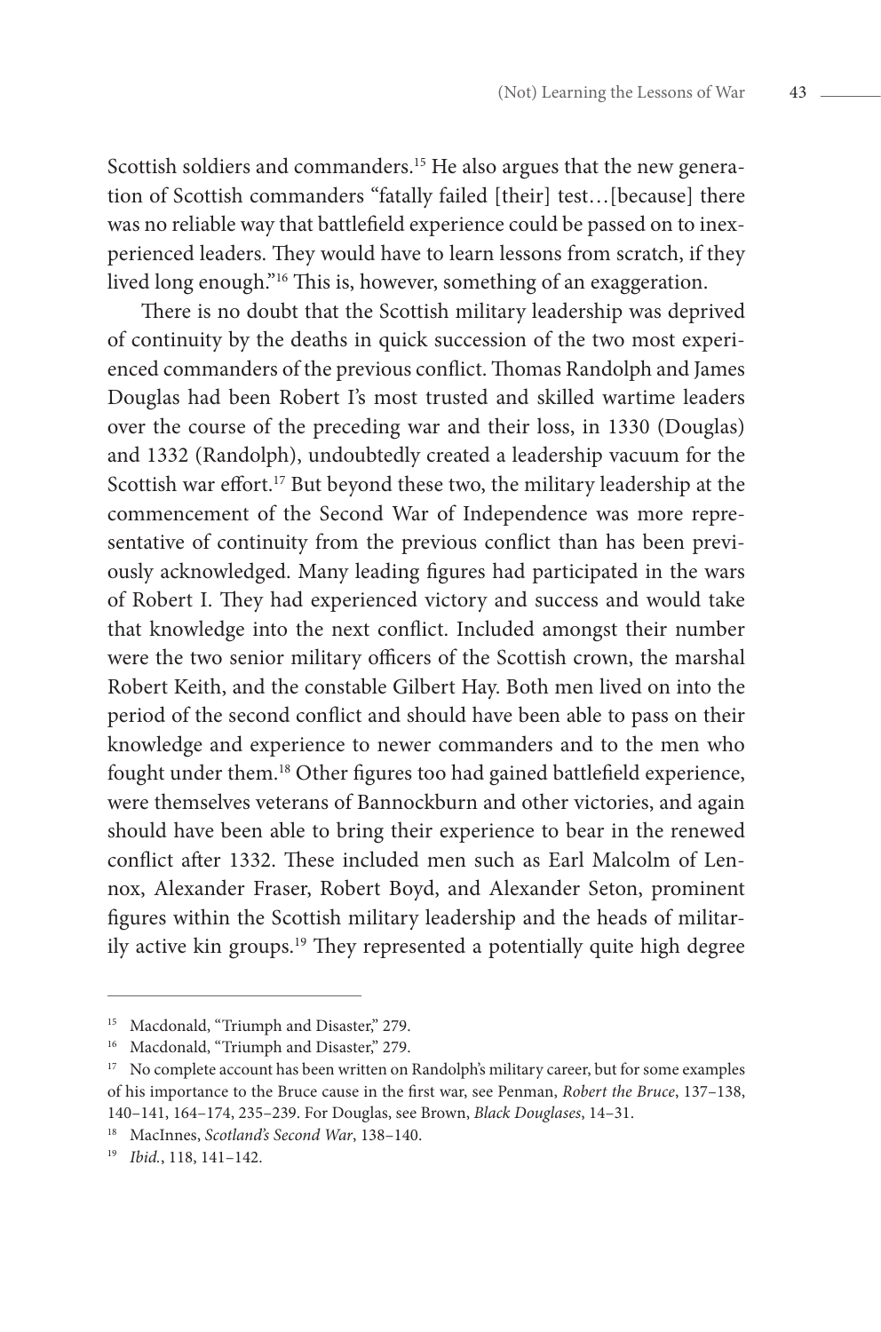Scottish soldiers and commanders.[15] He also argues that the new generation of Scottish commanders "fatally failed [their] test…[because] there was no reliable way that battlefield experience could be passed on to inexperienced leaders. They would have to learn lessons from scratch, if they lived long enough."[16] This is, however, something of an exaggeration.

There is no doubt that the Scottish military leadership was deprived of continuity by the deaths in quick succession of the two most experienced commanders of the previous conflict. Thomas Randolph and James Douglas had been Robert I's most trusted and skilled wartime leaders over the course of the preceding war and their loss, in 1330 (Douglas) and 1332 (Randolph), undoubtedly created a leadership vacuum for the Scottish war effort.[17] But beyond these two, the military leadership at the commencement of the Second War of Independence was more representative of continuity from the previous conflict than has been previously acknowledged. Many leading figures had participated in the wars of Robert I. They had experienced victory and success and would take that knowledge into the next conflict. Included amongst their number were the two senior military officers of the Scottish crown, the marshal Robert Keith, and the constable Gilbert Hay. Both men lived on into the period of the second conflict and should have been able to pass on their knowledge and experience to newer commanders and to the men who fought under them.[18] Other figures too had gained battlefield experience, were themselves veterans of Bannockburn and other victories, and again should have been able to bring their experience to bear in the renewed conflict after 1332. These included men such as Earl Malcolm of Lennox, Alexander Fraser, Robert Boyd, and Alexander Seton, prominent figures within the Scottish military leadership and the heads of militarily active kin groups.[19] They represented a potentially quite high degree

---

[15] Macdonald, "Triumph and Disaster," 279.

[16] Macdonald, "Triumph and Disaster," 279.

[17] No complete account has been written on Randolph's military career, but for some examples of his importance to the Bruce cause in the first war, see Penman, *Robert the Bruce*, 137–138, 140–141, 164–174, 235–239. For Douglas, see Brown, *Black Douglases*, 14–31.

[18] MacInnes, *Scotland's Second War*, 138–140.

[19] *Ibid.*, 118, 141–142.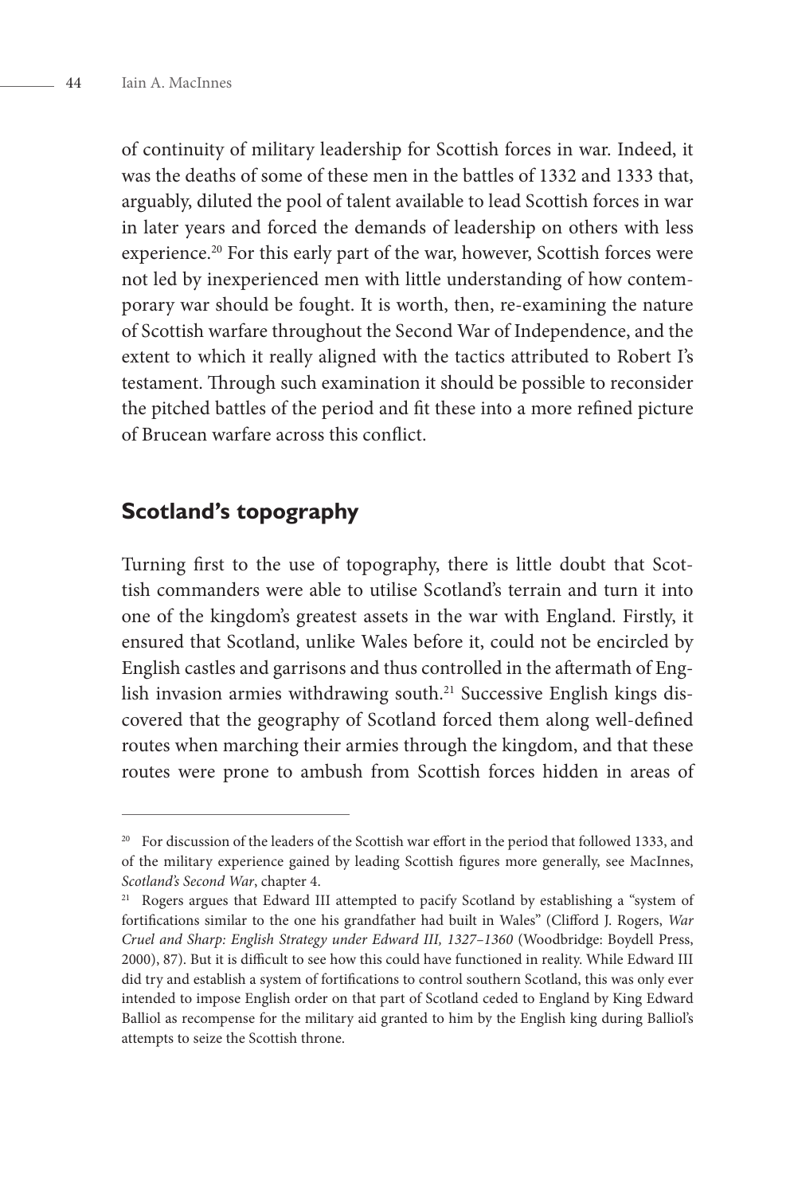of continuity of military leadership for Scottish forces in war. Indeed, it was the deaths of some of these men in the battles of 1332 and 1333 that, arguably, diluted the pool of talent available to lead Scottish forces in war in later years and forced the demands of leadership on others with less experience.[20] For this early part of the war, however, Scottish forces were not led by inexperienced men with little understanding of how contemporary war should be fought. It is worth, then, re-examining the nature of Scottish warfare throughout the Second War of Independence, and the extent to which it really aligned with the tactics attributed to Robert I's testament. Through such examination it should be possible to reconsider the pitched battles of the period and fit these into a more refined picture of Brucean warfare across this conflict.

## Scotland's topography

Turning first to the use of topography, there is little doubt that Scottish commanders were able to utilise Scotland's terrain and turn it into one of the kingdom's greatest assets in the war with England. Firstly, it ensured that Scotland, unlike Wales before it, could not be encircled by English castles and garrisons and thus controlled in the aftermath of English invasion armies withdrawing south.[21] Successive English kings discovered that the geography of Scotland forced them along well-defined routes when marching their armies through the kingdom, and that these routes were prone to ambush from Scottish forces hidden in areas of

---

[20] For discussion of the leaders of the Scottish war effort in the period that followed 1333, and of the military experience gained by leading Scottish figures more generally, see MacInnes, *Scotland's Second War*, chapter 4.

[21] Rogers argues that Edward III attempted to pacify Scotland by establishing a "system of fortifications similar to the one his grandfather had built in Wales" (Clifford J. Rogers, *War Cruel and Sharp: English Strategy under Edward III, 1327–1360* (Woodbridge: Boydell Press, 2000), 87). But it is difficult to see how this could have functioned in reality. While Edward III did try and establish a system of fortifications to control southern Scotland, this was only ever intended to impose English order on that part of Scotland ceded to England by King Edward Balliol as recompense for the military aid granted to him by the English king during Balliol's attempts to seize the Scottish throne.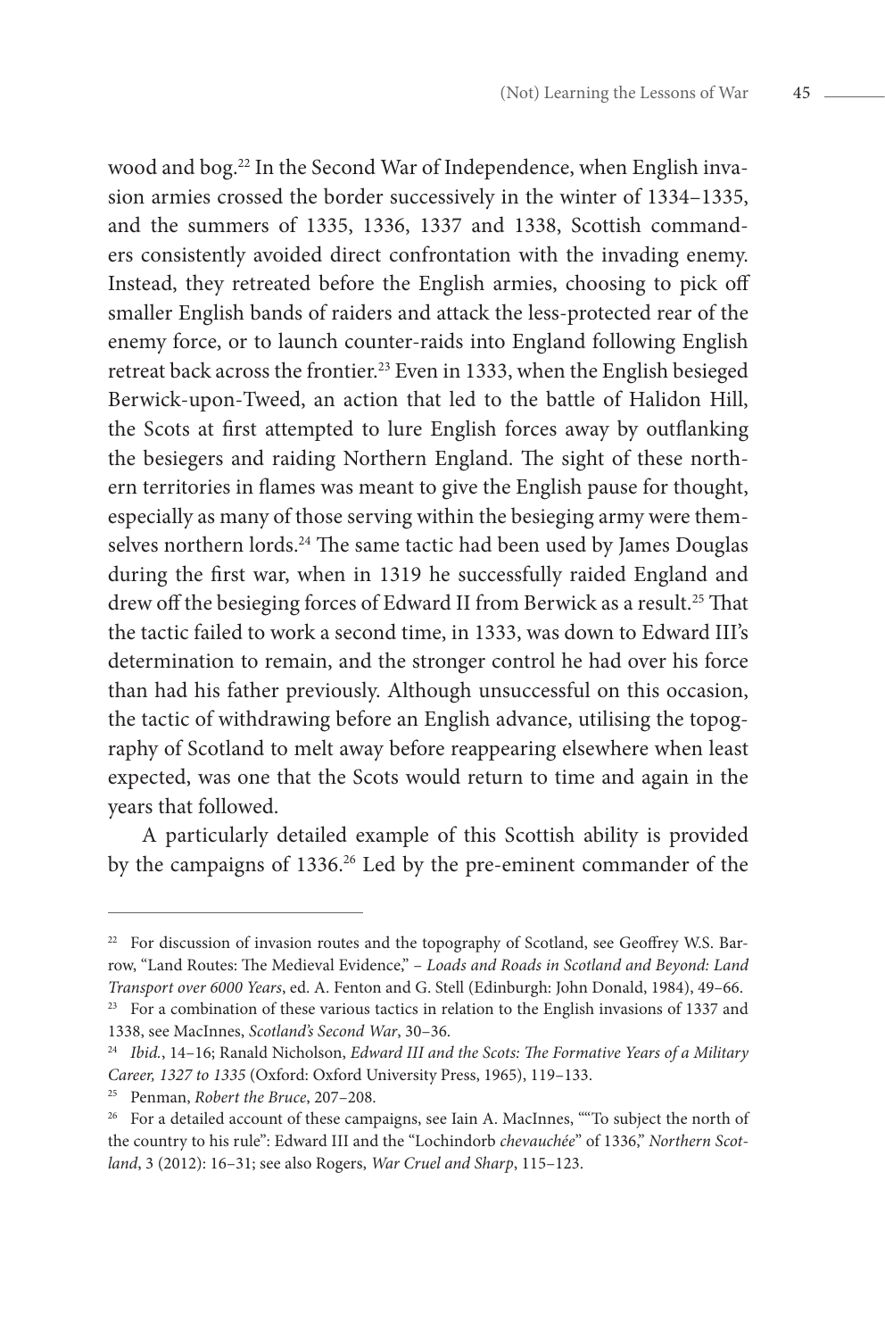wood and bog.[22] In the Second War of Independence, when English invasion armies crossed the border successively in the winter of 1334–1335, and the summers of 1335, 1336, 1337 and 1338, Scottish commanders consistently avoided direct confrontation with the invading enemy. Instead, they retreated before the English armies, choosing to pick off smaller English bands of raiders and attack the less-protected rear of the enemy force, or to launch counter-raids into England following English retreat back across the frontier.[23] Even in 1333, when the English besieged Berwick-upon-Tweed, an action that led to the battle of Halidon Hill, the Scots at first attempted to lure English forces away by outflanking the besiegers and raiding Northern England. The sight of these northern territories in flames was meant to give the English pause for thought, especially as many of those serving within the besieging army were themselves northern lords.[24] The same tactic had been used by James Douglas during the first war, when in 1319 he successfully raided England and drew off the besieging forces of Edward II from Berwick as a result.[25] That the tactic failed to work a second time, in 1333, was down to Edward III's determination to remain, and the stronger control he had over his force than had his father previously. Although unsuccessful on this occasion, the tactic of withdrawing before an English advance, utilising the topography of Scotland to melt away before reappearing elsewhere when least expected, was one that the Scots would return to time and again in the years that followed.

A particularly detailed example of this Scottish ability is provided by the campaigns of 1336.[26] Led by the pre-eminent commander of the

---

[22] For discussion of invasion routes and the topography of Scotland, see Geoffrey W.S. Barrow, "Land Routes: The Medieval Evidence," – *Loads and Roads in Scotland and Beyond: Land Transport over 6000 Years*, ed. A. Fenton and G. Stell (Edinburgh: John Donald, 1984), 49–66.

[23] For a combination of these various tactics in relation to the English invasions of 1337 and 1338, see MacInnes, *Scotland's Second War*, 30–36.

[24] *Ibid.*, 14–16; Ranald Nicholson, *Edward III and the Scots: The Formative Years of a Military Career, 1327 to 1335* (Oxford: Oxford University Press, 1965), 119–133.

[25] Penman, *Robert the Bruce*, 207–208.

[26] For a detailed account of these campaigns, see Iain A. MacInnes, ""To subject the north of the country to his rule": Edward III and the "Lochindorb *chevauchée*" of 1336," *Northern Scotland*, 3 (2012): 16–31; see also Rogers, *War Cruel and Sharp*, 115–123.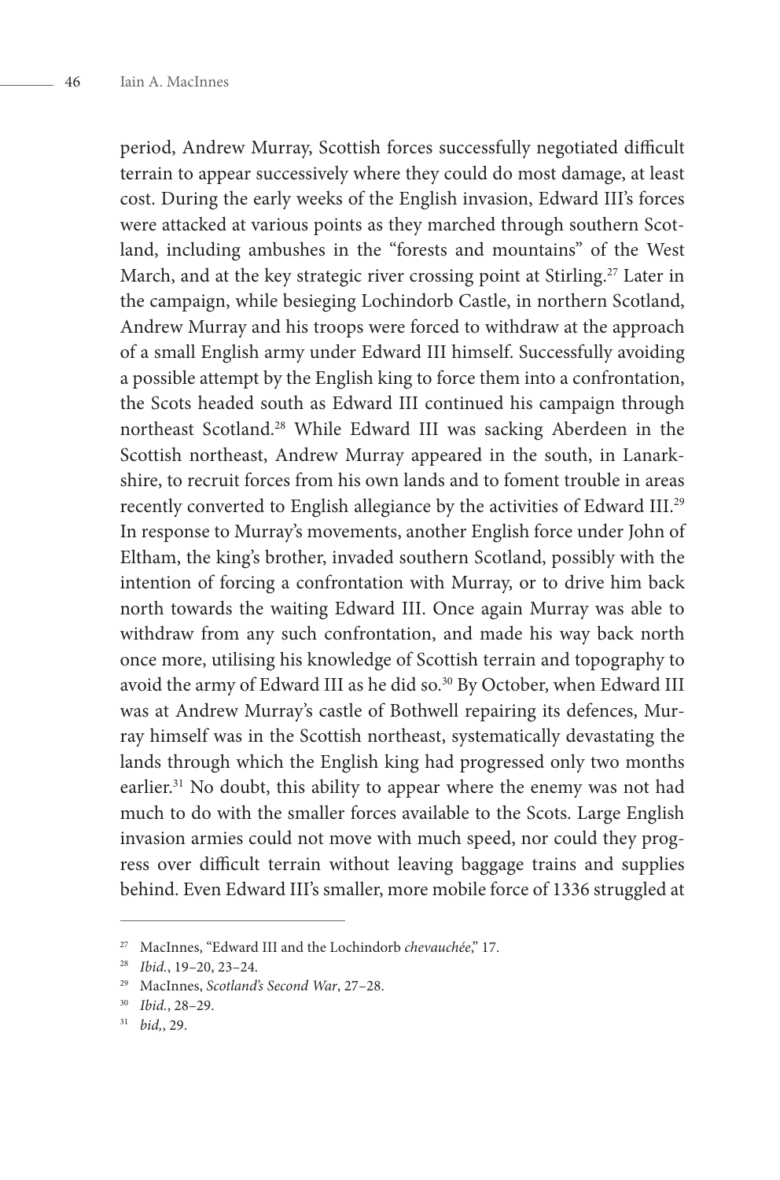period, Andrew Murray, Scottish forces successfully negotiated difficult terrain to appear successively where they could do most damage, at least cost. During the early weeks of the English invasion, Edward III's forces were attacked at various points as they marched through southern Scotland, including ambushes in the "forests and mountains" of the West March, and at the key strategic river crossing point at Stirling.[27] Later in the campaign, while besieging Lochindorb Castle, in northern Scotland, Andrew Murray and his troops were forced to withdraw at the approach of a small English army under Edward III himself. Successfully avoiding a possible attempt by the English king to force them into a confrontation, the Scots headed south as Edward III continued his campaign through northeast Scotland.[28] While Edward III was sacking Aberdeen in the Scottish northeast, Andrew Murray appeared in the south, in Lanarkshire, to recruit forces from his own lands and to foment trouble in areas recently converted to English allegiance by the activities of Edward III.[29] In response to Murray's movements, another English force under John of Eltham, the king's brother, invaded southern Scotland, possibly with the intention of forcing a confrontation with Murray, or to drive him back north towards the waiting Edward III. Once again Murray was able to withdraw from any such confrontation, and made his way back north once more, utilising his knowledge of Scottish terrain and topography to avoid the army of Edward III as he did so.[30] By October, when Edward III was at Andrew Murray's castle of Bothwell repairing its defences, Murray himself was in the Scottish northeast, systematically devastating the lands through which the English king had progressed only two months earlier.[31] No doubt, this ability to appear where the enemy was not had much to do with the smaller forces available to the Scots. Large English invasion armies could not move with much speed, nor could they progress over difficult terrain without leaving baggage trains and supplies behind. Even Edward III's smaller, more mobile force of 1336 struggled at

---

[27] MacInnes, "Edward III and the Lochindorb *chevauchée*," 17.

[28] *Ibid.*, 19–20, 23–24.

[29] MacInnes, *Scotland's Second War*, 27–28.

[30] *Ibid.*, 28–29.

[31] *bid,*, 29.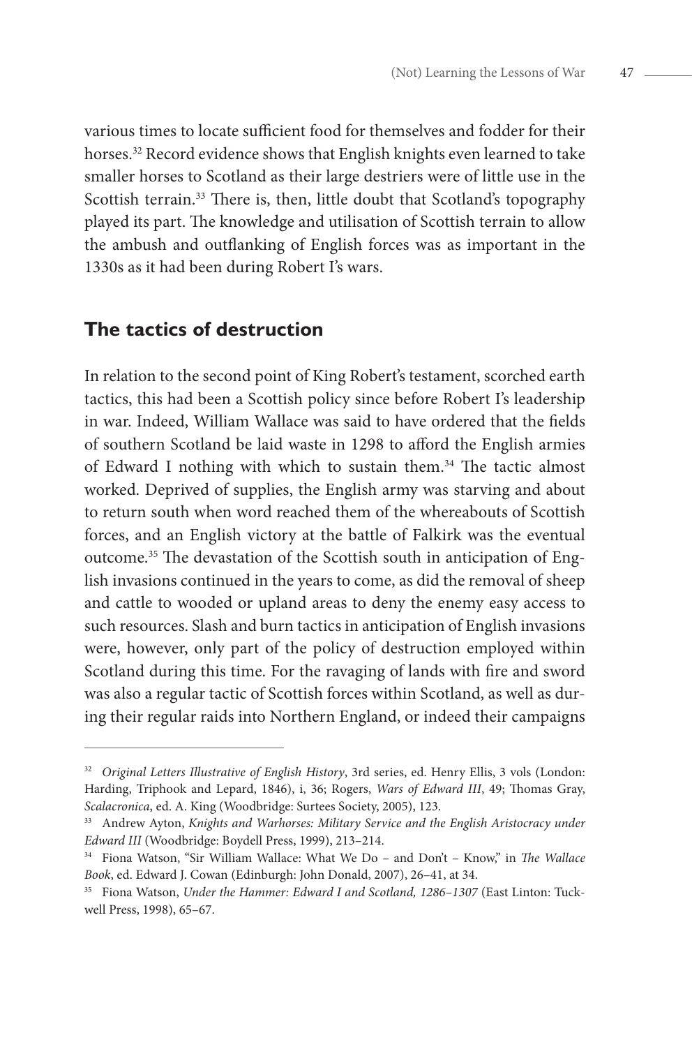various times to locate sufficient food for themselves and fodder for their horses.[32] Record evidence shows that English knights even learned to take smaller horses to Scotland as their large destriers were of little use in the Scottish terrain.[33] There is, then, little doubt that Scotland's topography played its part. The knowledge and utilisation of Scottish terrain to allow the ambush and outflanking of English forces was as important in the 1330s as it had been during Robert I's wars.

## The tactics of destruction

In relation to the second point of King Robert's testament, scorched earth tactics, this had been a Scottish policy since before Robert I's leadership in war. Indeed, William Wallace was said to have ordered that the fields of southern Scotland be laid waste in 1298 to afford the English armies of Edward I nothing with which to sustain them.[34] The tactic almost worked. Deprived of supplies, the English army was starving and about to return south when word reached them of the whereabouts of Scottish forces, and an English victory at the battle of Falkirk was the eventual outcome.[35] The devastation of the Scottish south in anticipation of English invasions continued in the years to come, as did the removal of sheep and cattle to wooded or upland areas to deny the enemy easy access to such resources. Slash and burn tactics in anticipation of English invasions were, however, only part of the policy of destruction employed within Scotland during this time. For the ravaging of lands with fire and sword was also a regular tactic of Scottish forces within Scotland, as well as during their regular raids into Northern England, or indeed their campaigns

---

[32] *Original Letters Illustrative of English History*, 3rd series, ed. Henry Ellis, 3 vols (London: Harding, Triphook and Lepard, 1846), i, 36; Rogers, *Wars of Edward III*, 49; Thomas Gray, *Scalacronica*, ed. A. King (Woodbridge: Surtees Society, 2005), 123.

[33] Andrew Ayton, *Knights and Warhorses: Military Service and the English Aristocracy under Edward III* (Woodbridge: Boydell Press, 1999), 213–214.

[34] Fiona Watson, "Sir William Wallace: What We Do – and Don't – Know," in *The Wallace Book*, ed. Edward J. Cowan (Edinburgh: John Donald, 2007), 26–41, at 34.

[35] Fiona Watson, *Under the Hammer: Edward I and Scotland, 1286–1307* (East Linton: Tuckwell Press, 1998), 65–67.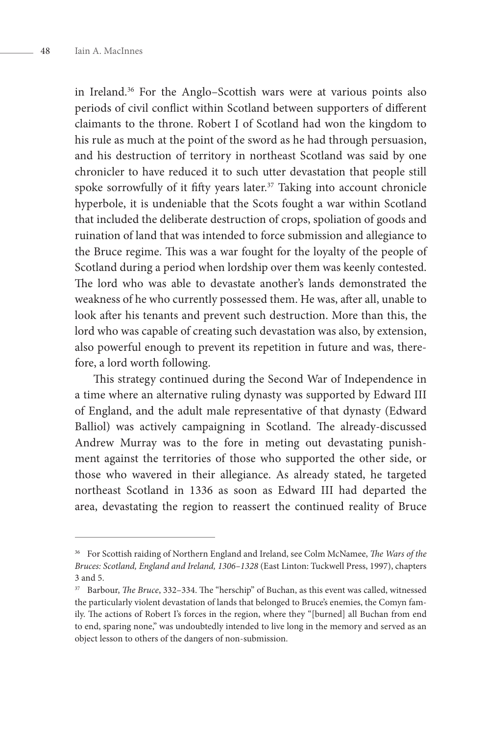in Ireland.[36] For the Anglo–Scottish wars were at various points also periods of civil conflict within Scotland between supporters of different claimants to the throne. Robert I of Scotland had won the kingdom to his rule as much at the point of the sword as he had through persuasion, and his destruction of territory in northeast Scotland was said by one chronicler to have reduced it to such utter devastation that people still spoke sorrowfully of it fifty years later.[37] Taking into account chronicle hyperbole, it is undeniable that the Scots fought a war within Scotland that included the deliberate destruction of crops, spoliation of goods and ruination of land that was intended to force submission and allegiance to the Bruce regime. This was a war fought for the loyalty of the people of Scotland during a period when lordship over them was keenly contested. The lord who was able to devastate another's lands demonstrated the weakness of he who currently possessed them. He was, after all, unable to look after his tenants and prevent such destruction. More than this, the lord who was capable of creating such devastation was also, by extension, also powerful enough to prevent its repetition in future and was, therefore, a lord worth following.

This strategy continued during the Second War of Independence in a time where an alternative ruling dynasty was supported by Edward III of England, and the adult male representative of that dynasty (Edward Balliol) was actively campaigning in Scotland. The already-discussed Andrew Murray was to the fore in meting out devastating punishment against the territories of those who supported the other side, or those who wavered in their allegiance. As already stated, he targeted northeast Scotland in 1336 as soon as Edward III had departed the area, devastating the region to reassert the continued reality of Bruce

---

[36] For Scottish raiding of Northern England and Ireland, see Colm McNamee, *The Wars of the Bruces: Scotland, England and Ireland, 1306–1328* (East Linton: Tuckwell Press, 1997), chapters 3 and 5.

[37] Barbour, *The Bruce*, 332–334. The "herschip" of Buchan, as this event was called, witnessed the particularly violent devastation of lands that belonged to Bruce's enemies, the Comyn family. The actions of Robert I's forces in the region, where they "[burned] all Buchan from end to end, sparing none," was undoubtedly intended to live long in the memory and served as an object lesson to others of the dangers of non-submission.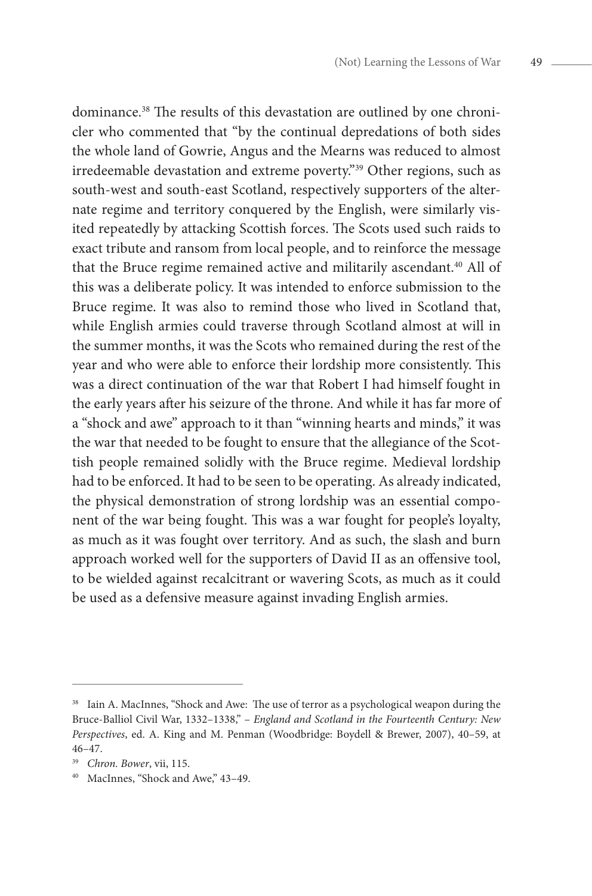dominance.[38] The results of this devastation are outlined by one chronicler who commented that "by the continual depredations of both sides the whole land of Gowrie, Angus and the Mearns was reduced to almost irredeemable devastation and extreme poverty."[39] Other regions, such as south-west and south-east Scotland, respectively supporters of the alternate regime and territory conquered by the English, were similarly visited repeatedly by attacking Scottish forces. The Scots used such raids to exact tribute and ransom from local people, and to reinforce the message that the Bruce regime remained active and militarily ascendant.[40] All of this was a deliberate policy. It was intended to enforce submission to the Bruce regime. It was also to remind those who lived in Scotland that, while English armies could traverse through Scotland almost at will in the summer months, it was the Scots who remained during the rest of the year and who were able to enforce their lordship more consistently. This was a direct continuation of the war that Robert I had himself fought in the early years after his seizure of the throne. And while it has far more of a "shock and awe" approach to it than "winning hearts and minds," it was the war that needed to be fought to ensure that the allegiance of the Scottish people remained solidly with the Bruce regime. Medieval lordship had to be enforced. It had to be seen to be operating. As already indicated, the physical demonstration of strong lordship was an essential component of the war being fought. This was a war fought for people's loyalty, as much as it was fought over territory. And as such, the slash and burn approach worked well for the supporters of David II as an offensive tool, to be wielded against recalcitrant or wavering Scots, as much as it could be used as a defensive measure against invading English armies.

---

[38] Iain A. MacInnes, "Shock and Awe: The use of terror as a psychological weapon during the Bruce-Balliol Civil War, 1332–1338," – *England and Scotland in the Fourteenth Century: New Perspectives*, ed. A. King and M. Penman (Woodbridge: Boydell & Brewer, 2007), 40–59, at 46–47.

[39] *Chron. Bower*, vii, 115.

[40] MacInnes, "Shock and Awe," 43–49.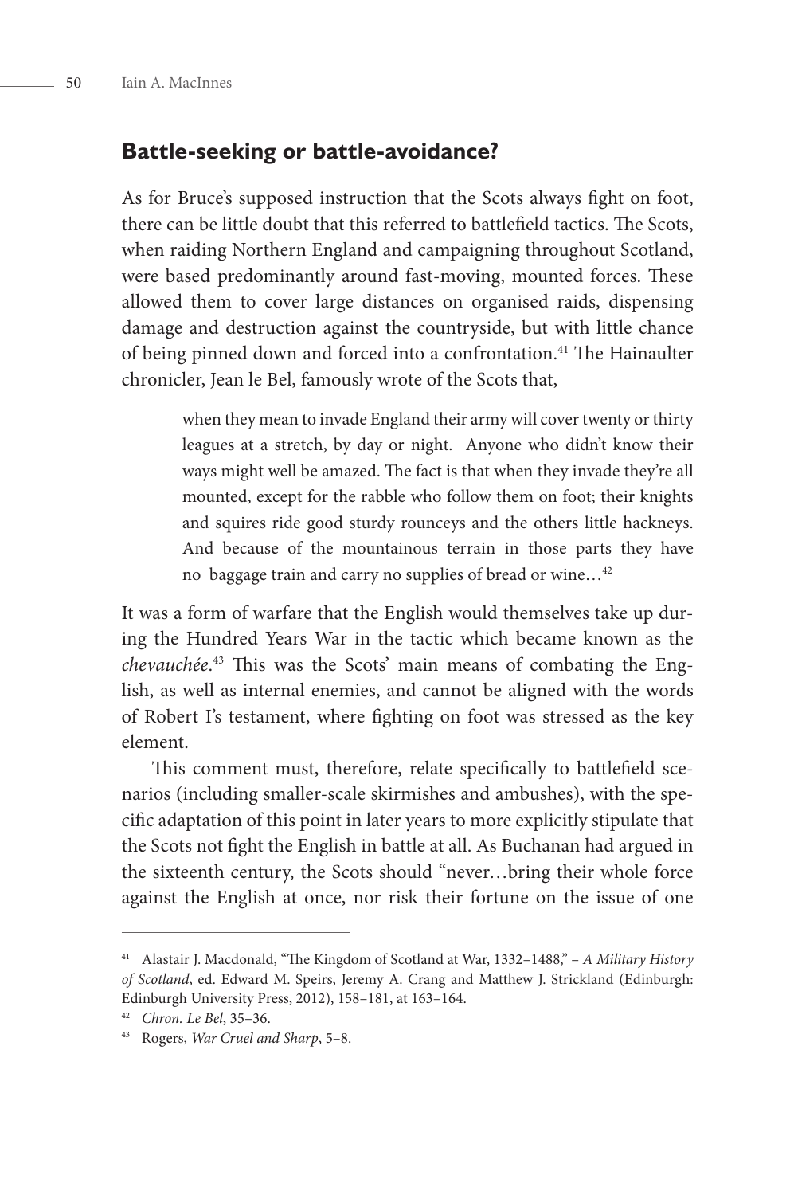## Battle-seeking or battle-avoidance?

As for Bruce's supposed instruction that the Scots always fight on foot, there can be little doubt that this referred to battlefield tactics. The Scots, when raiding Northern England and campaigning throughout Scotland, were based predominantly around fast-moving, mounted forces. These allowed them to cover large distances on organised raids, dispensing damage and destruction against the countryside, but with little chance of being pinned down and forced into a confrontation.[41] The Hainaulter chronicler, Jean le Bel, famously wrote of the Scots that,

> when they mean to invade England their army will cover twenty or thirty leagues at a stretch, by day or night. Anyone who didn't know their ways might well be amazed. The fact is that when they invade they're all mounted, except for the rabble who follow them on foot; their knights and squires ride good sturdy rounceys and the others little hackneys. And because of the mountainous terrain in those parts they have no baggage train and carry no supplies of bread or wine…[42]

It was a form of warfare that the English would themselves take up during the Hundred Years War in the tactic which became known as the *chevauchée*.[43] This was the Scots' main means of combating the English, as well as internal enemies, and cannot be aligned with the words of Robert I's testament, where fighting on foot was stressed as the key element.

This comment must, therefore, relate specifically to battlefield scenarios (including smaller-scale skirmishes and ambushes), with the specific adaptation of this point in later years to more explicitly stipulate that the Scots not fight the English in battle at all. As Buchanan had argued in the sixteenth century, the Scots should "never…bring their whole force against the English at once, nor risk their fortune on the issue of one

---

[41] Alastair J. Macdonald, "The Kingdom of Scotland at War, 1332–1488," – *A Military History of Scotland*, ed. Edward M. Speirs, Jeremy A. Crang and Matthew J. Strickland (Edinburgh: Edinburgh University Press, 2012), 158–181, at 163–164.

[42] *Chron. Le Bel*, 35–36.

[43] Rogers, *War Cruel and Sharp*, 5–8.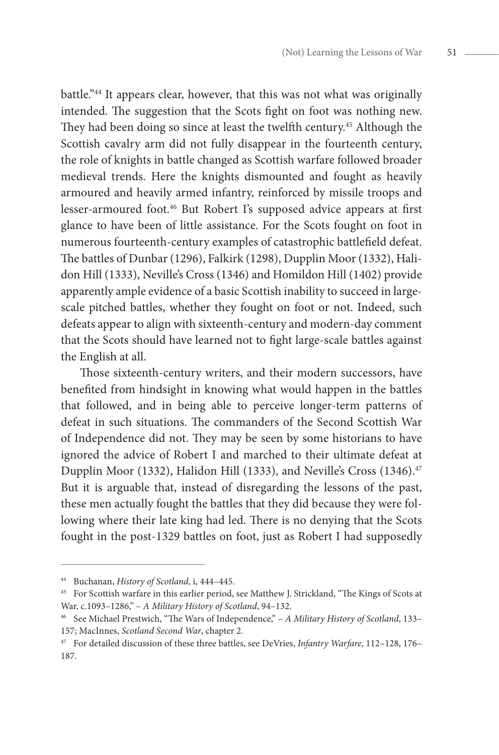battle."[44] It appears clear, however, that this was not what was originally intended. The suggestion that the Scots fight on foot was nothing new. They had been doing so since at least the twelfth century.[45] Although the Scottish cavalry arm did not fully disappear in the fourteenth century, the role of knights in battle changed as Scottish warfare followed broader medieval trends. Here the knights dismounted and fought as heavily armoured and heavily armed infantry, reinforced by missile troops and lesser-armoured foot.[46] But Robert I's supposed advice appears at first glance to have been of little assistance. For the Scots fought on foot in numerous fourteenth-century examples of catastrophic battlefield defeat. The battles of Dunbar (1296), Falkirk (1298), Dupplin Moor (1332), Halidon Hill (1333), Neville's Cross (1346) and Homildon Hill (1402) provide apparently ample evidence of a basic Scottish inability to succeed in large-scale pitched battles, whether they fought on foot or not. Indeed, such defeats appear to align with sixteenth-century and modern-day comment that the Scots should have learned not to fight large-scale battles against the English at all.

Those sixteenth-century writers, and their modern successors, have benefited from hindsight in knowing what would happen in the battles that followed, and in being able to perceive longer-term patterns of defeat in such situations. The commanders of the Second Scottish War of Independence did not. They may be seen by some historians to have ignored the advice of Robert I and marched to their ultimate defeat at Dupplin Moor (1332), Halidon Hill (1333), and Neville's Cross (1346).[47] But it is arguable that, instead of disregarding the lessons of the past, these men actually fought the battles that they did because they were following where their late king had led. There is no denying that the Scots fought in the post-1329 battles on foot, just as Robert I had supposedly

---

44 Buchanan, *History of Scotland*, i, 444–445.

45 For Scottish warfare in this earlier period, see Matthew J. Strickland, "The Kings of Scots at War, c.1093–1286," – *A Military History of Scotland*, 94–132.

46 See Michael Prestwich, "The Wars of Independence," – *A Military History of Scotland*, 133–157; MacInnes, *Scotland Second War*, chapter 2.

47 For detailed discussion of these three battles, see DeVries, *Infantry Warfare*, 112–128, 176–187.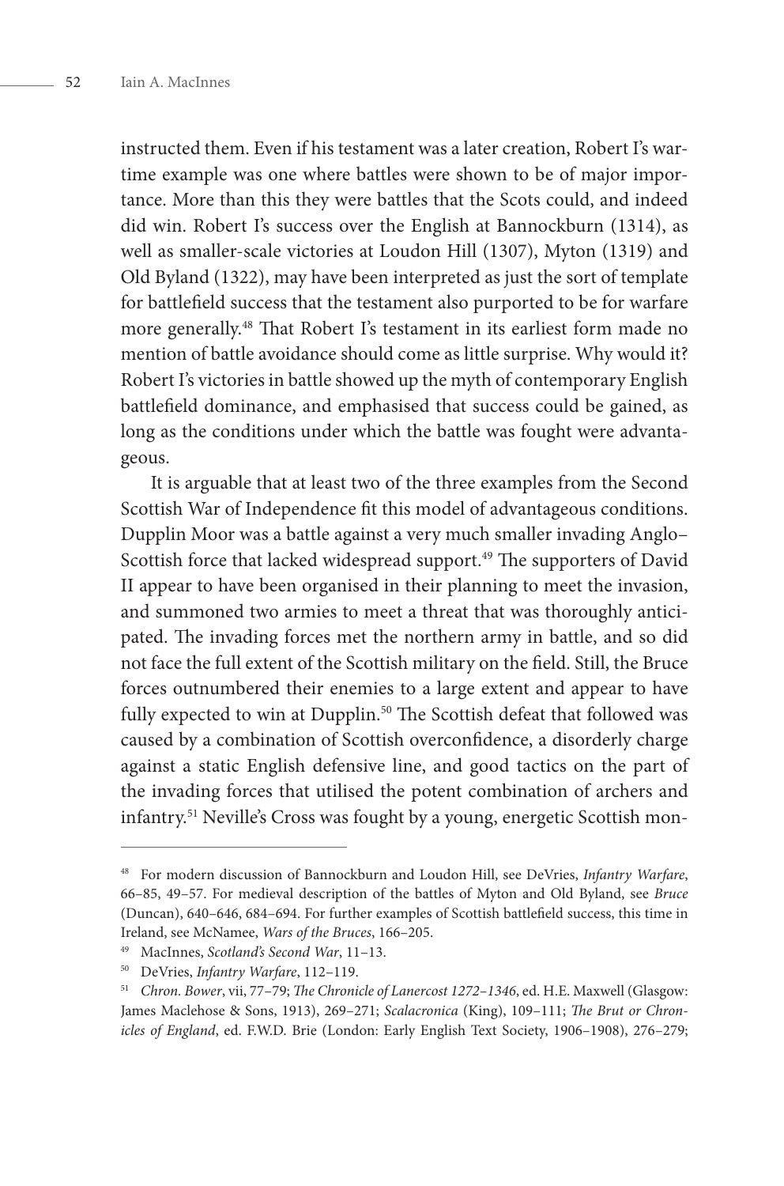instructed them. Even if his testament was a later creation, Robert I's wartime example was one where battles were shown to be of major importance. More than this they were battles that the Scots could, and indeed did win. Robert I's success over the English at Bannockburn (1314), as well as smaller-scale victories at Loudon Hill (1307), Myton (1319) and Old Byland (1322), may have been interpreted as just the sort of template for battlefield success that the testament also purported to be for warfare more generally.[48] That Robert I's testament in its earliest form made no mention of battle avoidance should come as little surprise. Why would it? Robert I's victories in battle showed up the myth of contemporary English battlefield dominance, and emphasised that success could be gained, as long as the conditions under which the battle was fought were advantageous.

It is arguable that at least two of the three examples from the Second Scottish War of Independence fit this model of advantageous conditions. Dupplin Moor was a battle against a very much smaller invading Anglo–Scottish force that lacked widespread support.[49] The supporters of David II appear to have been organised in their planning to meet the invasion, and summoned two armies to meet a threat that was thoroughly anticipated. The invading forces met the northern army in battle, and so did not face the full extent of the Scottish military on the field. Still, the Bruce forces outnumbered their enemies to a large extent and appear to have fully expected to win at Dupplin.[50] The Scottish defeat that followed was caused by a combination of Scottish overconfidence, a disorderly charge against a static English defensive line, and good tactics on the part of the invading forces that utilised the potent combination of archers and infantry.[51] Neville's Cross was fought by a young, energetic Scottish mon-

---

[48] For modern discussion of Bannockburn and Loudon Hill, see DeVries, *Infantry Warfare*, 66–85, 49–57. For medieval description of the battles of Myton and Old Byland, see *Bruce* (Duncan), 640–646, 684–694. For further examples of Scottish battlefield success, this time in Ireland, see McNamee, *Wars of the Bruces*, 166–205.

[49] MacInnes, *Scotland's Second War*, 11–13.

[50] DeVries, *Infantry Warfare*, 112–119.

[51] *Chron. Bower*, vii, 77–79; *The Chronicle of Lanercost 1272–1346*, ed. H.E. Maxwell (Glasgow: James Maclehose & Sons, 1913), 269–271; *Scalacronica* (King), 109–111; *The Brut or Chronicles of England*, ed. F.W.D. Brie (London: Early English Text Society, 1906–1908), 276–279;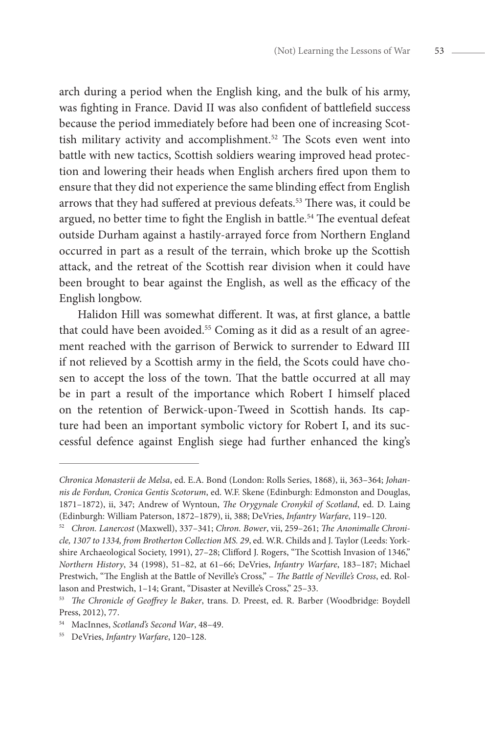arch during a period when the English king, and the bulk of his army, was fighting in France. David II was also confident of battlefield success because the period immediately before had been one of increasing Scottish military activity and accomplishment.[52] The Scots even went into battle with new tactics, Scottish soldiers wearing improved head protection and lowering their heads when English archers fired upon them to ensure that they did not experience the same blinding effect from English arrows that they had suffered at previous defeats.[53] There was, it could be argued, no better time to fight the English in battle.[54] The eventual defeat outside Durham against a hastily-arrayed force from Northern England occurred in part as a result of the terrain, which broke up the Scottish attack, and the retreat of the Scottish rear division when it could have been brought to bear against the English, as well as the efficacy of the English longbow.

Halidon Hill was somewhat different. It was, at first glance, a battle that could have been avoided.[55] Coming as it did as a result of an agreement reached with the garrison of Berwick to surrender to Edward III if not relieved by a Scottish army in the field, the Scots could have chosen to accept the loss of the town. That the battle occurred at all may be in part a result of the importance which Robert I himself placed on the retention of Berwick-upon-Tweed in Scottish hands. Its capture had been an important symbolic victory for Robert I, and its successful defence against English siege had further enhanced the king's

---

*Chronica Monasterii de Melsa*, ed. E.A. Bond (London: Rolls Series, 1868), ii, 363–364; *Johannis de Fordun, Cronica Gentis Scotorum*, ed. W.F. Skene (Edinburgh: Edmonston and Douglas, 1871–1872), ii, 347; Andrew of Wyntoun, *The Orygynale Cronykil of Scotland*, ed. D. Laing (Edinburgh: William Paterson, 1872–1879), ii, 388; DeVries, *Infantry Warfare*, 119–120.

[52] *Chron. Lanercost* (Maxwell), 337–341; *Chron. Bower*, vii, 259–261; *The Anonimalle Chronicle, 1307 to 1334, from Brotherton Collection MS. 29*, ed. W.R. Childs and J. Taylor (Leeds: Yorkshire Archaeological Society, 1991), 27–28; Clifford J. Rogers, "The Scottish Invasion of 1346," *Northern History*, 34 (1998), 51–82, at 61–66; DeVries, *Infantry Warfare*, 183–187; Michael Prestwich, "The English at the Battle of Neville's Cross," – *The Battle of Neville's Cross*, ed. Rollason and Prestwich, 1–14; Grant, "Disaster at Neville's Cross," 25–33.

[53] *The Chronicle of Geoffrey le Baker*, trans. D. Preest, ed. R. Barber (Woodbridge: Boydell Press, 2012), 77.

[54] MacInnes, *Scotland's Second War*, 48–49.

[55] DeVries, *Infantry Warfare*, 120–128.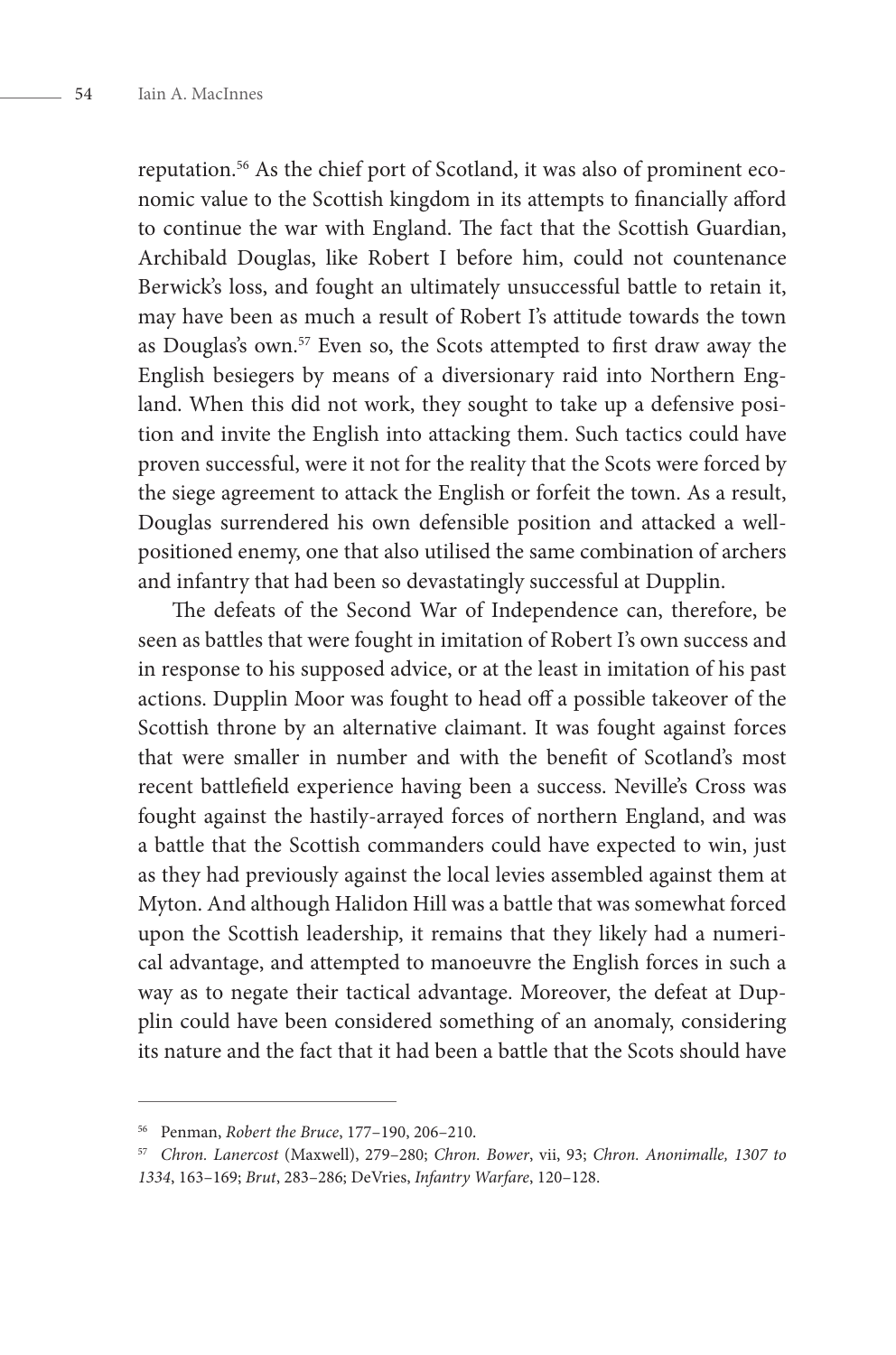reputation.[56] As the chief port of Scotland, it was also of prominent economic value to the Scottish kingdom in its attempts to financially afford to continue the war with England. The fact that the Scottish Guardian, Archibald Douglas, like Robert I before him, could not countenance Berwick's loss, and fought an ultimately unsuccessful battle to retain it, may have been as much a result of Robert I's attitude towards the town as Douglas's own.[57] Even so, the Scots attempted to first draw away the English besiegers by means of a diversionary raid into Northern England. When this did not work, they sought to take up a defensive position and invite the English into attacking them. Such tactics could have proven successful, were it not for the reality that the Scots were forced by the siege agreement to attack the English or forfeit the town. As a result, Douglas surrendered his own defensible position and attacked a well-positioned enemy, one that also utilised the same combination of archers and infantry that had been so devastatingly successful at Dupplin.

The defeats of the Second War of Independence can, therefore, be seen as battles that were fought in imitation of Robert I's own success and in response to his supposed advice, or at the least in imitation of his past actions. Dupplin Moor was fought to head off a possible takeover of the Scottish throne by an alternative claimant. It was fought against forces that were smaller in number and with the benefit of Scotland's most recent battlefield experience having been a success. Neville's Cross was fought against the hastily-arrayed forces of northern England, and was a battle that the Scottish commanders could have expected to win, just as they had previously against the local levies assembled against them at Myton. And although Halidon Hill was a battle that was somewhat forced upon the Scottish leadership, it remains that they likely had a numerical advantage, and attempted to manoeuvre the English forces in such a way as to negate their tactical advantage. Moreover, the defeat at Dupplin could have been considered something of an anomaly, considering its nature and the fact that it had been a battle that the Scots should have

---

[56] Penman, *Robert the Bruce*, 177–190, 206–210.

[57] *Chron. Lanercost* (Maxwell), 279–280; *Chron. Bower*, vii, 93; *Chron. Anonimalle, 1307 to 1334*, 163–169; *Brut*, 283–286; DeVries, *Infantry Warfare*, 120–128.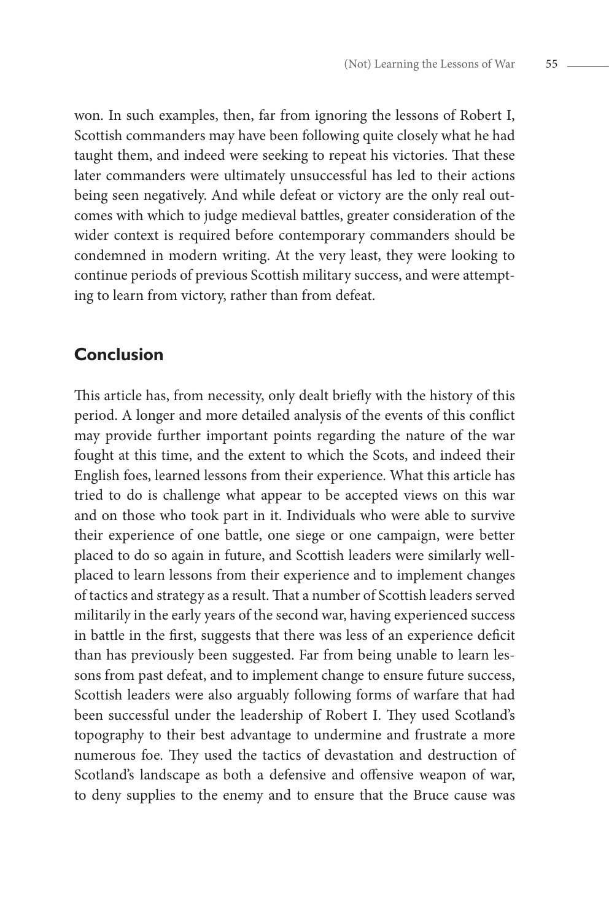won. In such examples, then, far from ignoring the lessons of Robert I, Scottish commanders may have been following quite closely what he had taught them, and indeed were seeking to repeat his victories. That these later commanders were ultimately unsuccessful has led to their actions being seen negatively. And while defeat or victory are the only real outcomes with which to judge medieval battles, greater consideration of the wider context is required before contemporary commanders should be condemned in modern writing. At the very least, they were looking to continue periods of previous Scottish military success, and were attempting to learn from victory, rather than from defeat.

## Conclusion

This article has, from necessity, only dealt briefly with the history of this period. A longer and more detailed analysis of the events of this conflict may provide further important points regarding the nature of the war fought at this time, and the extent to which the Scots, and indeed their English foes, learned lessons from their experience. What this article has tried to do is challenge what appear to be accepted views on this war and on those who took part in it. Individuals who were able to survive their experience of one battle, one siege or one campaign, were better placed to do so again in future, and Scottish leaders were similarly well-placed to learn lessons from their experience and to implement changes of tactics and strategy as a result. That a number of Scottish leaders served militarily in the early years of the second war, having experienced success in battle in the first, suggests that there was less of an experience deficit than has previously been suggested. Far from being unable to learn lessons from past defeat, and to implement change to ensure future success, Scottish leaders were also arguably following forms of warfare that had been successful under the leadership of Robert I. They used Scotland's topography to their best advantage to undermine and frustrate a more numerous foe. They used the tactics of devastation and destruction of Scotland's landscape as both a defensive and offensive weapon of war, to deny supplies to the enemy and to ensure that the Bruce cause was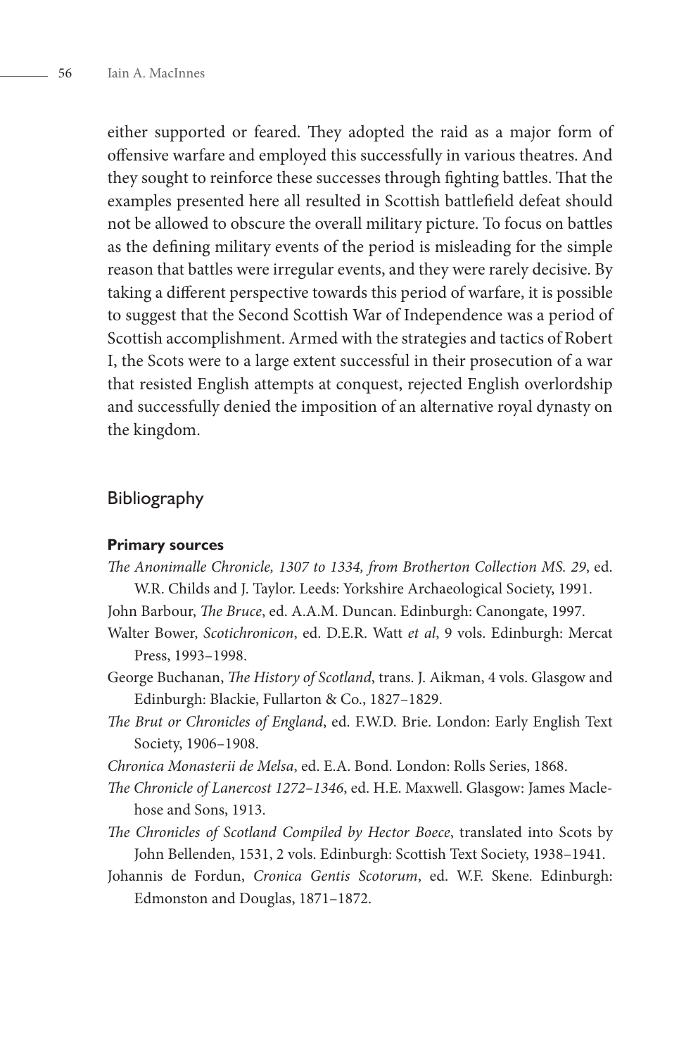either supported or feared. They adopted the raid as a major form of offensive warfare and employed this successfully in various theatres. And they sought to reinforce these successes through fighting battles. That the examples presented here all resulted in Scottish battlefield defeat should not be allowed to obscure the overall military picture. To focus on battles as the defining military events of the period is misleading for the simple reason that battles were irregular events, and they were rarely decisive. By taking a different perspective towards this period of warfare, it is possible to suggest that the Second Scottish War of Independence was a period of Scottish accomplishment. Armed with the strategies and tactics of Robert I, the Scots were to a large extent successful in their prosecution of a war that resisted English attempts at conquest, rejected English overlordship and successfully denied the imposition of an alternative royal dynasty on the kingdom.

## Bibliography

### Primary sources

*The Anonimalle Chronicle, 1307 to 1334, from Brotherton Collection MS. 29*, ed. W.R. Childs and J. Taylor. Leeds: Yorkshire Archaeological Society, 1991.

John Barbour, *The Bruce*, ed. A.A.M. Duncan. Edinburgh: Canongate, 1997.

Walter Bower, *Scotichronicon*, ed. D.E.R. Watt *et al*, 9 vols. Edinburgh: Mercat Press, 1993–1998.

George Buchanan, *The History of Scotland*, trans. J. Aikman, 4 vols. Glasgow and Edinburgh: Blackie, Fullarton & Co., 1827–1829.

*The Brut or Chronicles of England*, ed. F.W.D. Brie. London: Early English Text Society, 1906–1908.

*Chronica Monasterii de Melsa*, ed. E.A. Bond. London: Rolls Series, 1868.

*The Chronicle of Lanercost 1272–1346*, ed. H.E. Maxwell. Glasgow: James Maclehose and Sons, 1913.

*The Chronicles of Scotland Compiled by Hector Boece*, translated into Scots by John Bellenden, 1531, 2 vols. Edinburgh: Scottish Text Society, 1938–1941.

Johannis de Fordun, *Cronica Gentis Scotorum*, ed. W.F. Skene. Edinburgh: Edmonston and Douglas, 1871–1872.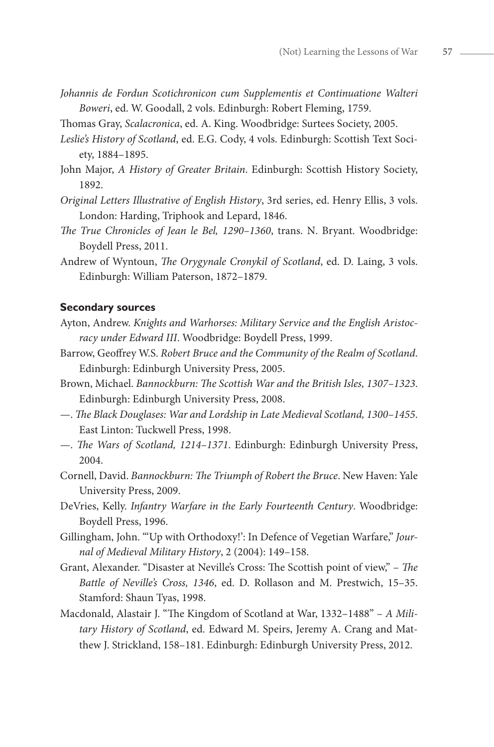*Johannis de Fordun Scotichronicon cum Supplementis et Continuatione Walteri Boweri*, ed. W. Goodall, 2 vols. Edinburgh: Robert Fleming, 1759.

Thomas Gray, *Scalacronica*, ed. A. King. Woodbridge: Surtees Society, 2005.

*Leslie's History of Scotland*, ed. E.G. Cody, 4 vols. Edinburgh: Scottish Text Society, 1884–1895.

John Major, *A History of Greater Britain*. Edinburgh: Scottish History Society, 1892.

*Original Letters Illustrative of English History*, 3rd series, ed. Henry Ellis, 3 vols. London: Harding, Triphook and Lepard, 1846.

*The True Chronicles of Jean le Bel, 1290–1360*, trans. N. Bryant. Woodbridge: Boydell Press, 2011.

Andrew of Wyntoun, *The Orygynale Cronykil of Scotland*, ed. D. Laing, 3 vols. Edinburgh: William Paterson, 1872–1879.

### Secondary sources

Ayton, Andrew. *Knights and Warhorses: Military Service and the English Aristocracy under Edward III*. Woodbridge: Boydell Press, 1999.

Barrow, Geoffrey W.S. *Robert Bruce and the Community of the Realm of Scotland*. Edinburgh: Edinburgh University Press, 2005.

Brown, Michael. *Bannockburn: The Scottish War and the British Isles, 1307–1323*. Edinburgh: Edinburgh University Press, 2008.

—. *The Black Douglases: War and Lordship in Late Medieval Scotland, 1300–1455*. East Linton: Tuckwell Press, 1998.

—. *The Wars of Scotland, 1214–1371*. Edinburgh: Edinburgh University Press, 2004.

Cornell, David. *Bannockburn: The Triumph of Robert the Bruce*. New Haven: Yale University Press, 2009.

DeVries, Kelly. *Infantry Warfare in the Early Fourteenth Century*. Woodbridge: Boydell Press, 1996.

Gillingham, John. "'Up with Orthodoxy!': In Defence of Vegetian Warfare," *Journal of Medieval Military History*, 2 (2004): 149–158.

Grant, Alexander. "Disaster at Neville's Cross: The Scottish point of view," – *The Battle of Neville's Cross, 1346*, ed. D. Rollason and M. Prestwich, 15–35. Stamford: Shaun Tyas, 1998.

Macdonald, Alastair J. "The Kingdom of Scotland at War, 1332–1488" – *A Military History of Scotland*, ed. Edward M. Speirs, Jeremy A. Crang and Matthew J. Strickland, 158–181. Edinburgh: Edinburgh University Press, 2012.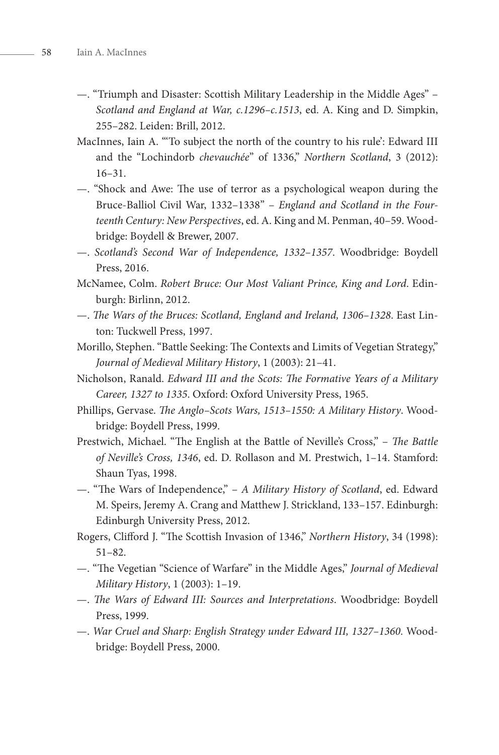—. "Triumph and Disaster: Scottish Military Leadership in the Middle Ages" – *Scotland and England at War, c.1296–c.1513*, ed. A. King and D. Simpkin, 255–282. Leiden: Brill, 2012.

MacInnes, Iain A. "'To subject the north of the country to his rule': Edward III and the "Lochindorb *chevauchée*" of 1336," *Northern Scotland*, 3 (2012): 16–31.

—. "Shock and Awe: The use of terror as a psychological weapon during the Bruce-Balliol Civil War, 1332–1338" – *England and Scotland in the Fourteenth Century: New Perspectives*, ed. A. King and M. Penman, 40–59. Woodbridge: Boydell & Brewer, 2007.

—. *Scotland's Second War of Independence, 1332–1357*. Woodbridge: Boydell Press, 2016.

McNamee, Colm. *Robert Bruce: Our Most Valiant Prince, King and Lord*. Edinburgh: Birlinn, 2012.

—. *The Wars of the Bruces: Scotland, England and Ireland, 1306–1328*. East Linton: Tuckwell Press, 1997.

Morillo, Stephen. "Battle Seeking: The Contexts and Limits of Vegetian Strategy," *Journal of Medieval Military History*, 1 (2003): 21–41.

Nicholson, Ranald. *Edward III and the Scots: The Formative Years of a Military Career, 1327 to 1335*. Oxford: Oxford University Press, 1965.

Phillips, Gervase. *The Anglo-Scots Wars, 1513–1550: A Military History*. Woodbridge: Boydell Press, 1999.

Prestwich, Michael. "The English at the Battle of Neville's Cross," – *The Battle of Neville's Cross, 1346*, ed. D. Rollason and M. Prestwich, 1–14. Stamford: Shaun Tyas, 1998.

—. "The Wars of Independence," – *A Military History of Scotland*, ed. Edward M. Speirs, Jeremy A. Crang and Matthew J. Strickland, 133–157. Edinburgh: Edinburgh University Press, 2012.

Rogers, Clifford J. "The Scottish Invasion of 1346," *Northern History*, 34 (1998): 51–82.

—. "The Vegetian "Science of Warfare" in the Middle Ages," *Journal of Medieval Military History*, 1 (2003): 1–19.

—. *The Wars of Edward III: Sources and Interpretations*. Woodbridge: Boydell Press, 1999.

—. *War Cruel and Sharp: English Strategy under Edward III, 1327–1360*. Woodbridge: Boydell Press, 2000.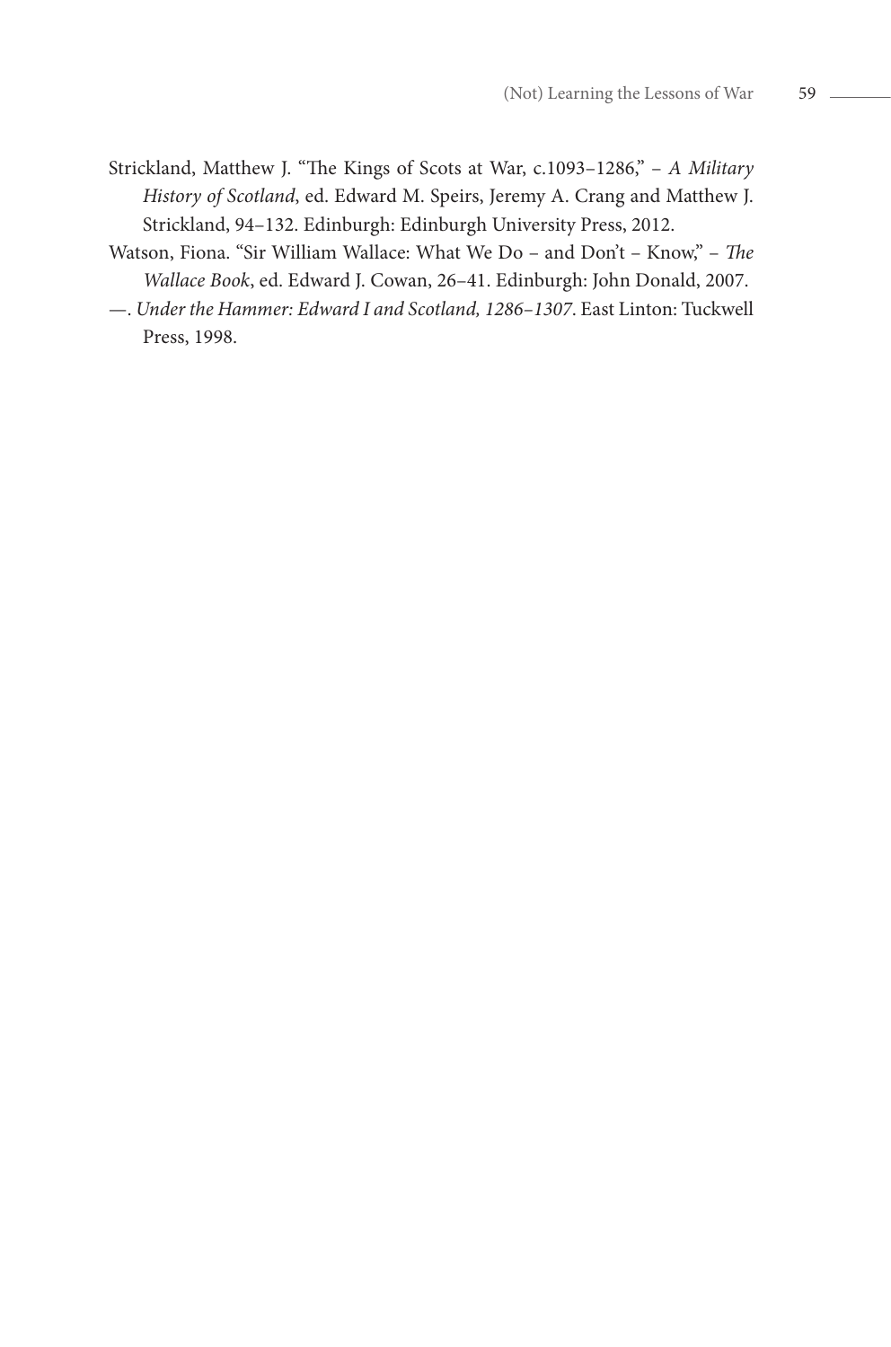Strickland, Matthew J. "The Kings of Scots at War, c.1093–1286," – *A Military History of Scotland*, ed. Edward M. Speirs, Jeremy A. Crang and Matthew J. Strickland, 94–132. Edinburgh: Edinburgh University Press, 2012.

Watson, Fiona. "Sir William Wallace: What We Do – and Don't – Know," – *The Wallace Book*, ed. Edward J. Cowan, 26–41. Edinburgh: John Donald, 2007.

—. *Under the Hammer: Edward I and Scotland, 1286–1307*. East Linton: Tuckwell Press, 1998.